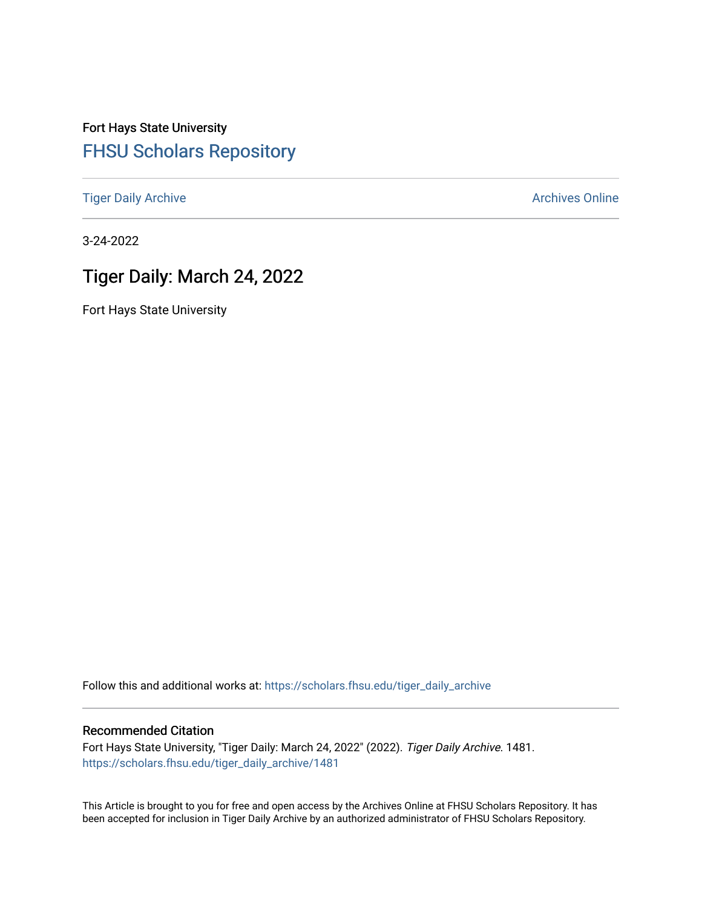Fort Hays State University

# FHSU Scholars Repository

Tiger Daily Archive | Archives Online

3-24-2022

## Tiger Daily: March 24, 2022

Fort Hays State University

Follow this and additional works at: https://scholars.fhsu.edu/tiger_daily_archive

### Recommended Citation

Fort Hays State University, "Tiger Daily: March 24, 2022" (2022). *Tiger Daily Archive*. 1481.
https://scholars.fhsu.edu/tiger_daily_archive/1481

This Article is brought to you for free and open access by the Archives Online at FHSU Scholars Repository. It has been accepted for inclusion in Tiger Daily Archive by an authorized administrator of FHSU Scholars Repository.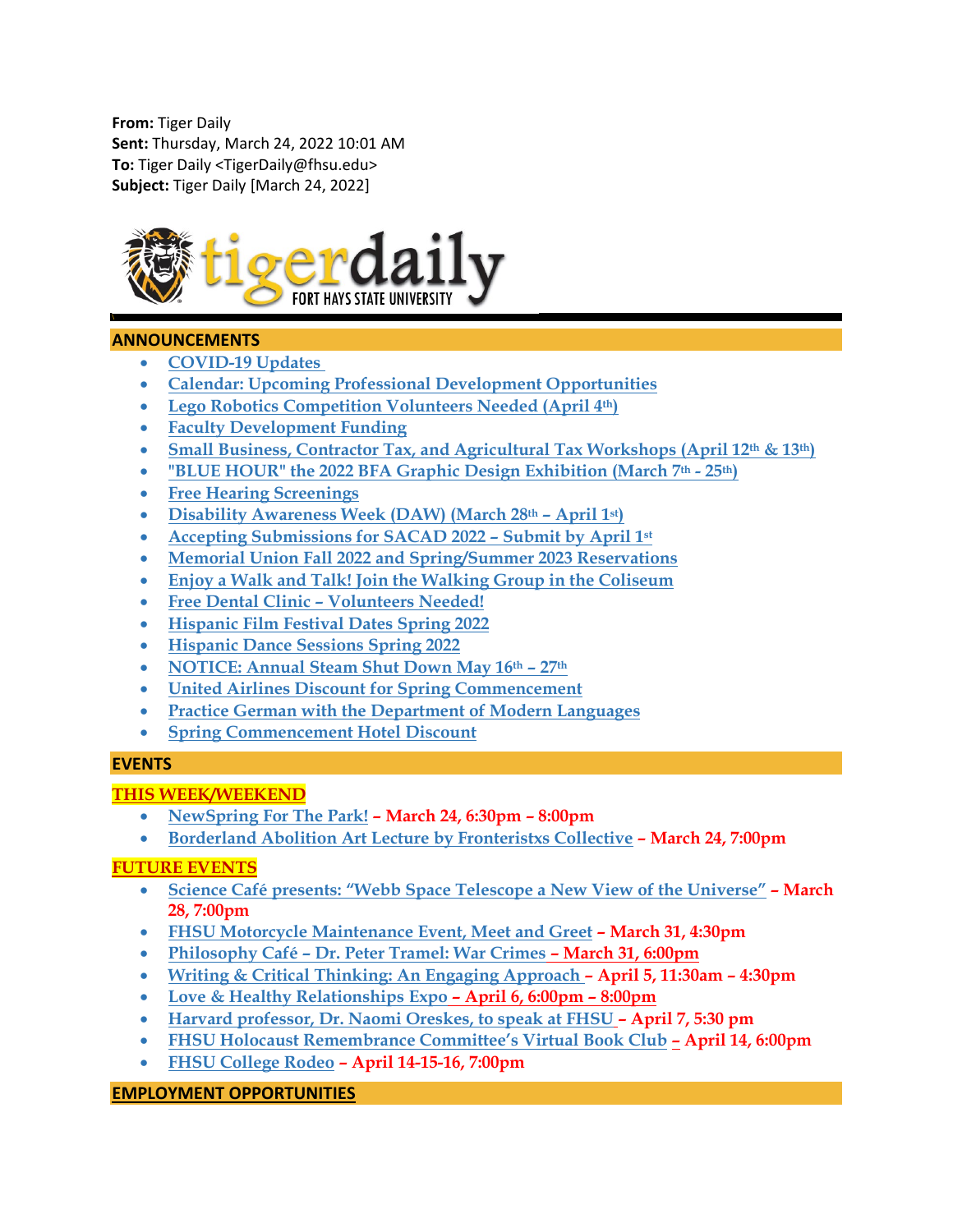**From:** Tiger Daily
**Sent:** Thursday, March 24, 2022 10:01 AM
**To:** Tiger Daily <TigerDaily@fhsu.edu>
**Subject:** Tiger Daily [March 24, 2022]

tigerdaily FORT HAYS STATE UNIVERSITY

## ANNOUNCEMENTS

- COVID-19 Updates
- Calendar: Upcoming Professional Development Opportunities
- Lego Robotics Competition Volunteers Needed (April 4th)
- Faculty Development Funding
- Small Business, Contractor Tax, and Agricultural Tax Workshops (April 12th & 13th)
- "BLUE HOUR" the 2022 BFA Graphic Design Exhibition (March 7th - 25th)
- Free Hearing Screenings
- Disability Awareness Week (DAW) (March 28th – April 1st)
- Accepting Submissions for SACAD 2022 – Submit by April 1st
- Memorial Union Fall 2022 and Spring/Summer 2023 Reservations
- Enjoy a Walk and Talk! Join the Walking Group in the Coliseum
- Free Dental Clinic – Volunteers Needed!
- Hispanic Film Festival Dates Spring 2022
- Hispanic Dance Sessions Spring 2022
- NOTICE: Annual Steam Shut Down May 16th – 27th
- United Airlines Discount for Spring Commencement
- Practice German with the Department of Modern Languages
- Spring Commencement Hotel Discount

## EVENTS

### THIS WEEK/WEEKEND

- NewSpring For The Park! – **March 24, 6:30pm – 8:00pm**
- Borderland Abolition Art Lecture by Fronteristxs Collective – **March 24, 7:00pm**

### FUTURE EVENTS

- Science Café presents: "Webb Space Telescope a New View of the Universe" – **March 28, 7:00pm**
- FHSU Motorcycle Maintenance Event, Meet and Greet – **March 31, 4:30pm**
- Philosophy Café – Dr. Peter Tramel: War Crimes – **March 31, 6:00pm**
- Writing & Critical Thinking: An Engaging Approach – **April 5, 11:30am – 4:30pm**
- Love & Healthy Relationships Expo – **April 6, 6:00pm – 8:00pm**
- Harvard professor, Dr. Naomi Oreskes, to speak at FHSU – **April 7, 5:30 pm**
- FHSU Holocaust Remembrance Committee's Virtual Book Club – **April 14, 6:00pm**
- FHSU College Rodeo – **April 14-15-16, 7:00pm**

## EMPLOYMENT OPPORTUNITIES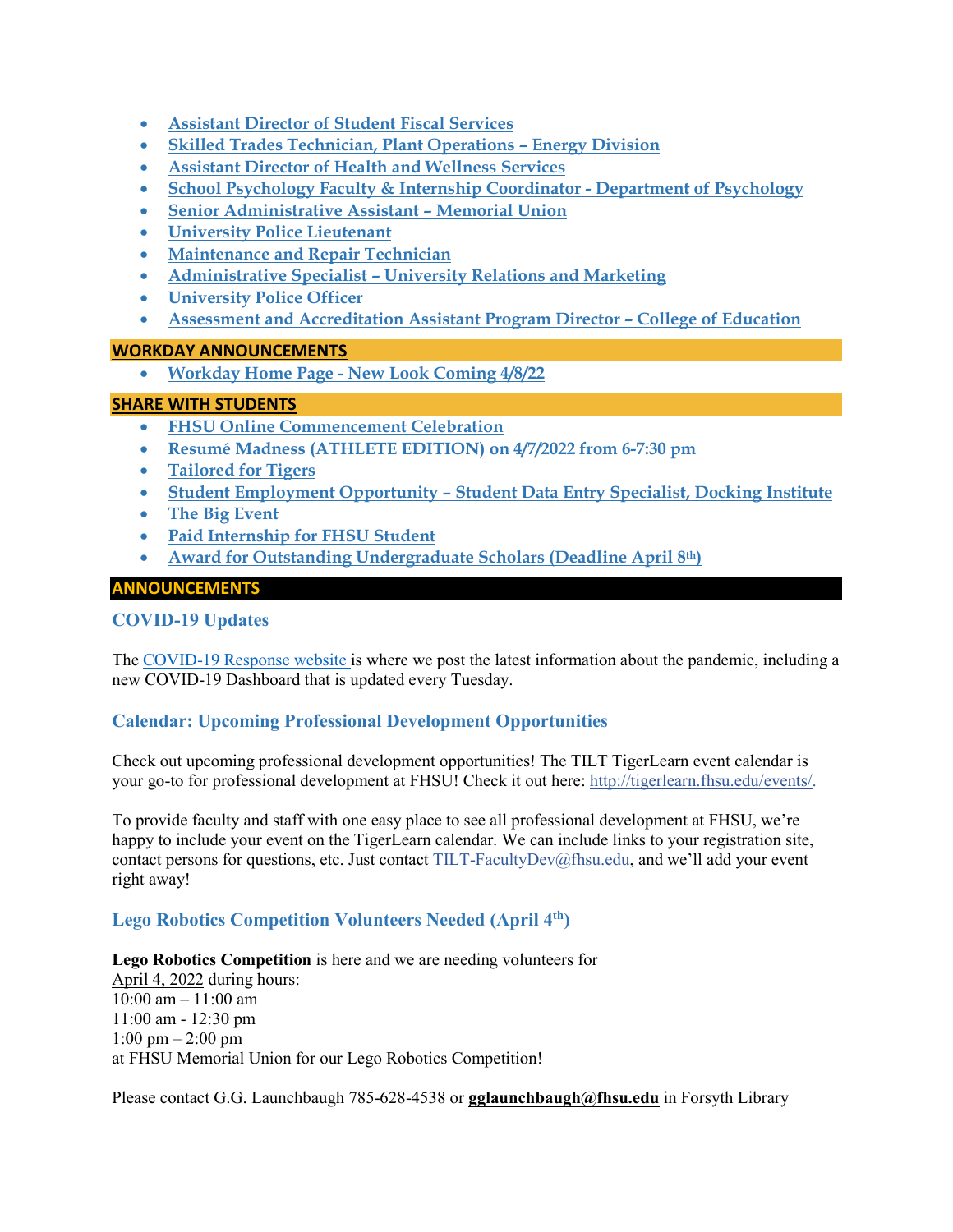- **Assistant Director of Student Fiscal Services**
- **Skilled Trades Technician, Plant Operations – Energy Division**
- **Assistant Director of Health and Wellness Services**
- **School Psychology Faculty & Internship Coordinator - Department of Psychology**
- **Senior Administrative Assistant – Memorial Union**
- **University Police Lieutenant**
- **Maintenance and Repair Technician**
- **Administrative Specialist – University Relations and Marketing**
- **University Police Officer**
- **Assessment and Accreditation Assistant Program Director – College of Education**

## WORKDAY ANNOUNCEMENTS

- **Workday Home Page - New Look Coming 4/8/22**

## SHARE WITH STUDENTS

- **FHSU Online Commencement Celebration**
- **Resumé Madness (ATHLETE EDITION) on 4/7/2022 from 6-7:30 pm**
- **Tailored for Tigers**
- **Student Employment Opportunity – Student Data Entry Specialist, Docking Institute**
- **The Big Event**
- **Paid Internship for FHSU Student**
- **Award for Outstanding Undergraduate Scholars (Deadline April 8th)**

## ANNOUNCEMENTS

### COVID-19 Updates

The COVID-19 Response website is where we post the latest information about the pandemic, including a new COVID-19 Dashboard that is updated every Tuesday.

### Calendar: Upcoming Professional Development Opportunities

Check out upcoming professional development opportunities! The TILT TigerLearn event calendar is your go-to for professional development at FHSU! Check it out here: http://tigerlearn.fhsu.edu/events/.

To provide faculty and staff with one easy place to see all professional development at FHSU, we're happy to include your event on the TigerLearn calendar. We can include links to your registration site, contact persons for questions, etc. Just contact TILT-FacultyDev@fhsu.edu, and we'll add your event right away!

### Lego Robotics Competition Volunteers Needed (April 4th)

**Lego Robotics Competition** is here and we are needing volunteers for
April 4, 2022 during hours:
10:00 am – 11:00 am
11:00 am - 12:30 pm
1:00 pm – 2:00 pm
at FHSU Memorial Union for our Lego Robotics Competition!

Please contact G.G. Launchbaugh 785-628-4538 or **gglaunchbaugh@fhsu.edu** in Forsyth Library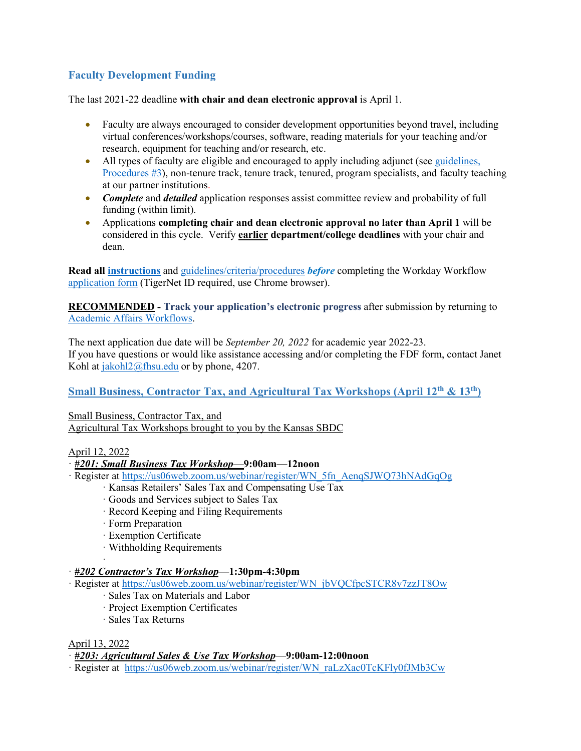## Faculty Development Funding

The last 2021-22 deadline **with chair and dean electronic approval** is April 1.

- Faculty are always encouraged to consider development opportunities beyond travel, including virtual conferences/workshops/courses, software, reading materials for your teaching and/or research, equipment for teaching and/or research, etc.
- All types of faculty are eligible and encouraged to apply including adjunct (see guidelines, Procedures #3), non-tenure track, tenure track, tenured, program specialists, and faculty teaching at our partner institutions.
- ***Complete*** and ***detailed*** application responses assist committee review and probability of full funding (within limit).
- Applications **completing chair and dean electronic approval no later than April 1** will be considered in this cycle. Verify **earlier department/college deadlines** with your chair and dean.

**Read all instructions** and guidelines/criteria/procedures ***before*** completing the Workday Workflow application form (TigerNet ID required, use Chrome browser).

**RECOMMENDED - Track your application's electronic progress** after submission by returning to Academic Affairs Workflows.

The next application due date will be *September 20, 2022* for academic year 2022-23.
If you have questions or would like assistance accessing and/or completing the FDF form, contact Janet Kohl at jakohl2@fhsu.edu or by phone, 4207.

## Small Business, Contractor Tax, and Agricultural Tax Workshops (April 12th & 13th)

Small Business, Contractor Tax, and
Agricultural Tax Workshops brought to you by the Kansas SBDC

April 12, 2022

- ***#201: Small Business Tax Workshop*—9:00am—12noon**
- Register at https://us06web.zoom.us/webinar/register/WN_5fn_AenqSJWQ73hNAdGqOg
  - Kansas Retailers' Sales Tax and Compensating Use Tax
  - Goods and Services subject to Sales Tax
  - Record Keeping and Filing Requirements
  - Form Preparation
  - Exemption Certificate
  - Withholding Requirements
- ***#202 Contractor's Tax Workshop***—**1:30pm-4:30pm**
- Register at https://us06web.zoom.us/webinar/register/WN_jbVQCfpcSTCR8v7zzJT8Ow
  - Sales Tax on Materials and Labor
  - Project Exemption Certificates
  - Sales Tax Returns

April 13, 2022

- ***#203: Agricultural Sales & Use Tax Workshop***—**9:00am-12:00noon**
- Register at https://us06web.zoom.us/webinar/register/WN_raLzXac0TcKFly0fJMb3Cw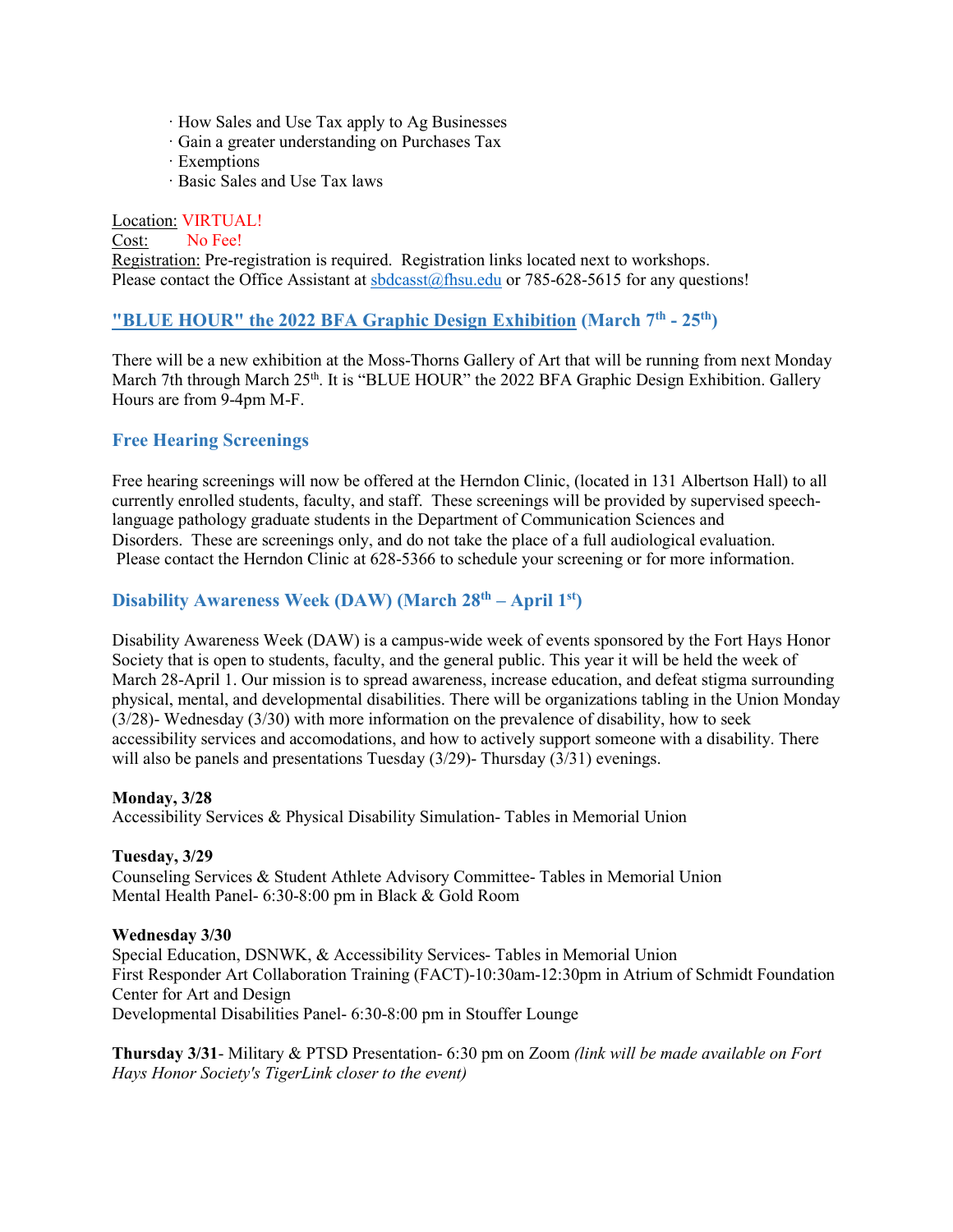- How Sales and Use Tax apply to Ag Businesses
- Gain a greater understanding on Purchases Tax
- Exemptions
- Basic Sales and Use Tax laws

Location: VIRTUAL!
Cost: No Fee!
Registration: Pre-registration is required. Registration links located next to workshops.
Please contact the Office Assistant at sbdcasst@fhsu.edu or 785-628-5615 for any questions!

### "BLUE HOUR" the 2022 BFA Graphic Design Exhibition (March 7th - 25th)

There will be a new exhibition at the Moss-Thorns Gallery of Art that will be running from next Monday March 7th through March 25th. It is "BLUE HOUR" the 2022 BFA Graphic Design Exhibition. Gallery Hours are from 9-4pm M-F.

### Free Hearing Screenings

Free hearing screenings will now be offered at the Herndon Clinic, (located in 131 Albertson Hall) to all currently enrolled students, faculty, and staff. These screenings will be provided by supervised speech-language pathology graduate students in the Department of Communication Sciences and Disorders. These are screenings only, and do not take the place of a full audiological evaluation. Please contact the Herndon Clinic at 628-5366 to schedule your screening or for more information.

### Disability Awareness Week (DAW) (March 28th – April 1st)

Disability Awareness Week (DAW) is a campus-wide week of events sponsored by the Fort Hays Honor Society that is open to students, faculty, and the general public. This year it will be held the week of March 28-April 1. Our mission is to spread awareness, increase education, and defeat stigma surrounding physical, mental, and developmental disabilities. There will be organizations tabling in the Union Monday (3/28)- Wednesday (3/30) with more information on the prevalence of disability, how to seek accessibility services and accomodations, and how to actively support someone with a disability. There will also be panels and presentations Tuesday (3/29)- Thursday (3/31) evenings.

**Monday, 3/28**
Accessibility Services & Physical Disability Simulation- Tables in Memorial Union

**Tuesday, 3/29**
Counseling Services & Student Athlete Advisory Committee- Tables in Memorial Union
Mental Health Panel- 6:30-8:00 pm in Black & Gold Room

**Wednesday 3/30**
Special Education, DSNWK, & Accessibility Services- Tables in Memorial Union
First Responder Art Collaboration Training (FACT)-10:30am-12:30pm in Atrium of Schmidt Foundation Center for Art and Design
Developmental Disabilities Panel- 6:30-8:00 pm in Stouffer Lounge

**Thursday 3/31**- Military & PTSD Presentation- 6:30 pm on Zoom *(link will be made available on Fort Hays Honor Society's TigerLink closer to the event)*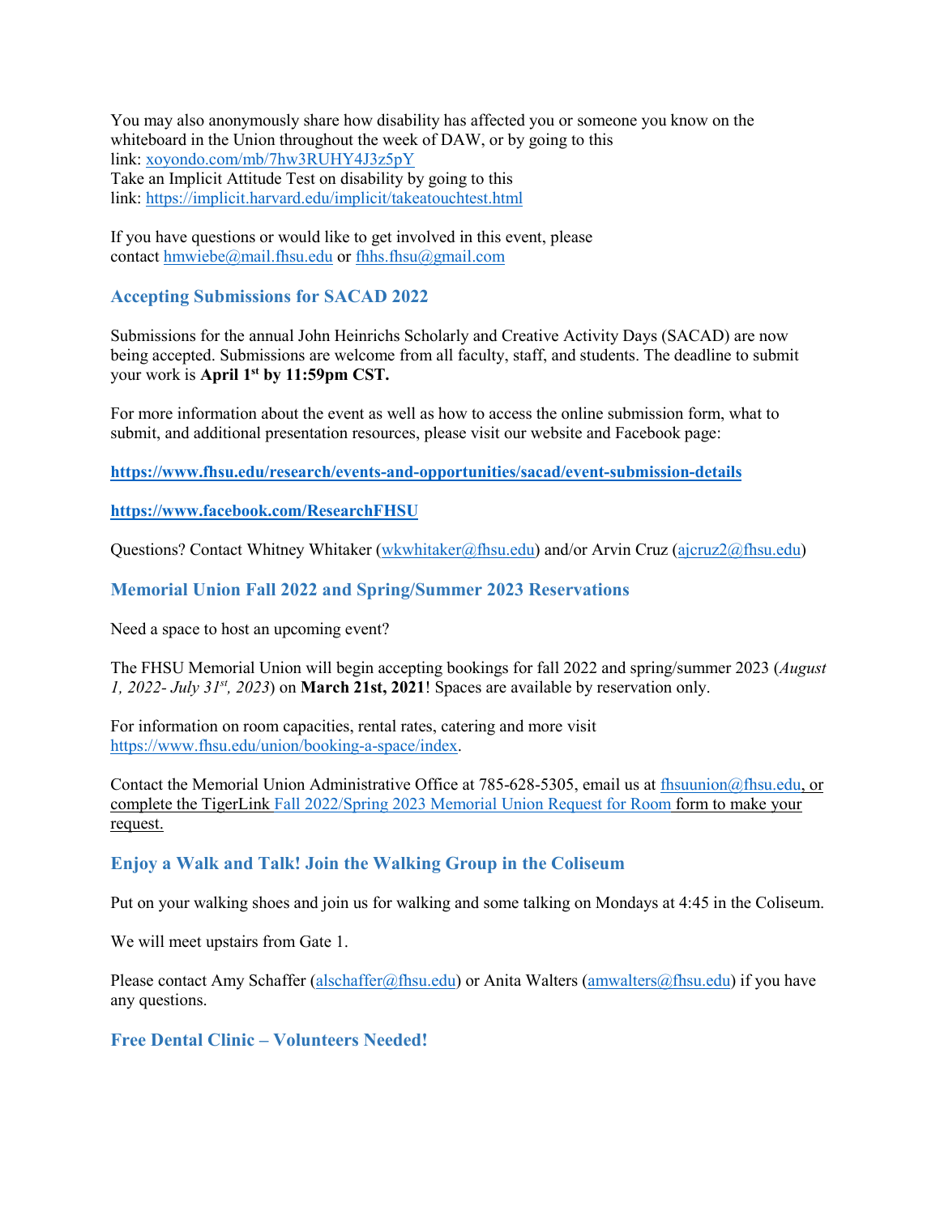You may also anonymously share how disability has affected you or someone you know on the whiteboard in the Union throughout the week of DAW, or by going to this link: xoyondo.com/mb/7hw3RUHY4J3z5pY
Take an Implicit Attitude Test on disability by going to this link: https://implicit.harvard.edu/implicit/takeatouchtest.html

If you have questions or would like to get involved in this event, please contact hmwiebe@mail.fhsu.edu or fhhs.fhsu@gmail.com

### Accepting Submissions for SACAD 2022

Submissions for the annual John Heinrichs Scholarly and Creative Activity Days (SACAD) are now being accepted. Submissions are welcome from all faculty, staff, and students. The deadline to submit your work is **April 1st by 11:59pm CST.**

For more information about the event as well as how to access the online submission form, what to submit, and additional presentation resources, please visit our website and Facebook page:

**https://www.fhsu.edu/research/events-and-opportunities/sacad/event-submission-details**

**https://www.facebook.com/ResearchFHSU**

Questions? Contact Whitney Whitaker (wkwhitaker@fhsu.edu) and/or Arvin Cruz (ajcruz2@fhsu.edu)

### Memorial Union Fall 2022 and Spring/Summer 2023 Reservations

Need a space to host an upcoming event?

The FHSU Memorial Union will begin accepting bookings for fall 2022 and spring/summer 2023 (*August 1, 2022- July 31st, 2023*) on **March 21st, 2021**! Spaces are available by reservation only.

For information on room capacities, rental rates, catering and more visit https://www.fhsu.edu/union/booking-a-space/index.

Contact the Memorial Union Administrative Office at 785-628-5305, email us at fhsuunion@fhsu.edu, or complete the TigerLink Fall 2022/Spring 2023 Memorial Union Request for Room form to make your request.

### Enjoy a Walk and Talk! Join the Walking Group in the Coliseum

Put on your walking shoes and join us for walking and some talking on Mondays at 4:45 in the Coliseum.

We will meet upstairs from Gate 1.

Please contact Amy Schaffer (alschaffer@fhsu.edu) or Anita Walters (amwalters@fhsu.edu) if you have any questions.

### Free Dental Clinic – Volunteers Needed!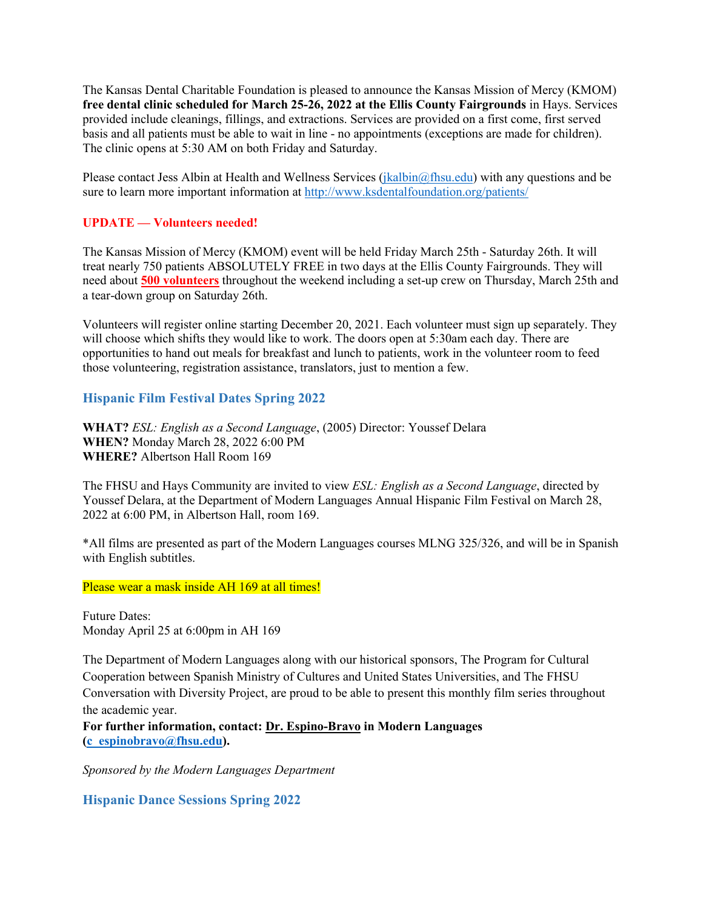The Kansas Dental Charitable Foundation is pleased to announce the Kansas Mission of Mercy (KMOM) **free dental clinic scheduled for March 25-26, 2022 at the Ellis County Fairgrounds** in Hays. Services provided include cleanings, fillings, and extractions. Services are provided on a first come, first served basis and all patients must be able to wait in line - no appointments (exceptions are made for children). The clinic opens at 5:30 AM on both Friday and Saturday.

Please contact Jess Albin at Health and Wellness Services (jkalbin@fhsu.edu) with any questions and be sure to learn more important information at http://www.ksdentalfoundation.org/patients/

**UPDATE — Volunteers needed!**

The Kansas Mission of Mercy (KMOM) event will be held Friday March 25th - Saturday 26th. It will treat nearly 750 patients ABSOLUTELY FREE in two days at the Ellis County Fairgrounds. They will need about **500 volunteers** throughout the weekend including a set-up crew on Thursday, March 25th and a tear-down group on Saturday 26th.

Volunteers will register online starting December 20, 2021. Each volunteer must sign up separately. They will choose which shifts they would like to work. The doors open at 5:30am each day. There are opportunities to hand out meals for breakfast and lunch to patients, work in the volunteer room to feed those volunteering, registration assistance, translators, just to mention a few.

### Hispanic Film Festival Dates Spring 2022

**WHAT?** *ESL: English as a Second Language*, (2005) Director: Youssef Delara
**WHEN?** Monday March 28, 2022 6:00 PM
**WHERE?** Albertson Hall Room 169

The FHSU and Hays Community are invited to view *ESL: English as a Second Language*, directed by Youssef Delara, at the Department of Modern Languages Annual Hispanic Film Festival on March 28, 2022 at 6:00 PM, in Albertson Hall, room 169.

*All films are presented as part of the Modern Languages courses MLNG 325/326, and will be in Spanish with English subtitles.

Please wear a mask inside AH 169 at all times!

Future Dates:
Monday April 25 at 6:00pm in AH 169

The Department of Modern Languages along with our historical sponsors, The Program for Cultural Cooperation between Spanish Ministry of Cultures and United States Universities, and The FHSU Conversation with Diversity Project, are proud to be able to present this monthly film series throughout the academic year.
**For further information, contact: Dr. Espino-Bravo in Modern Languages (c_espinobravo@fhsu.edu).**

*Sponsored by the Modern Languages Department*

### Hispanic Dance Sessions Spring 2022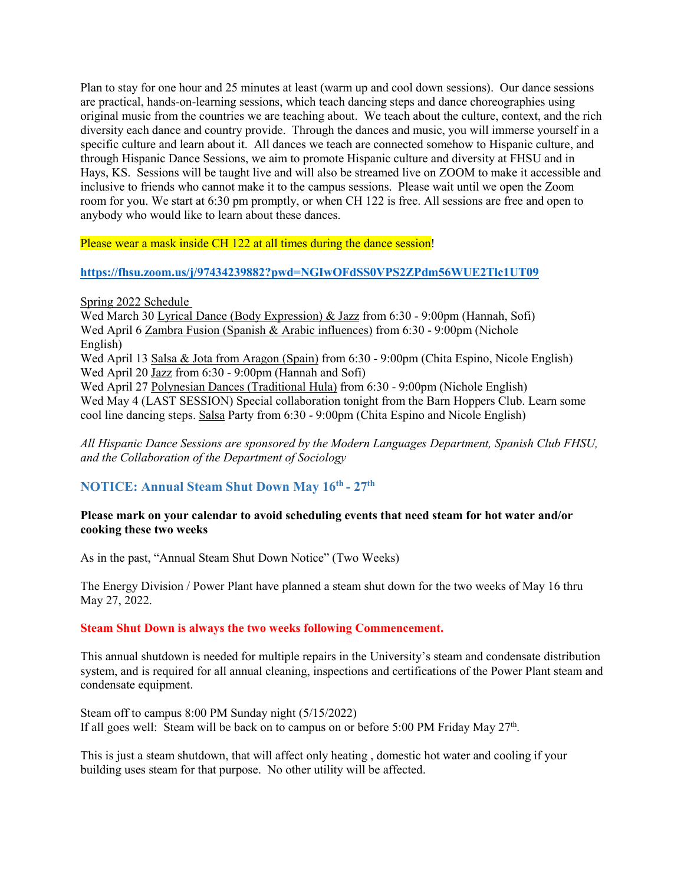Plan to stay for one hour and 25 minutes at least (warm up and cool down sessions). Our dance sessions are practical, hands-on-learning sessions, which teach dancing steps and dance choreographies using original music from the countries we are teaching about. We teach about the culture, context, and the rich diversity each dance and country provide. Through the dances and music, you will immerse yourself in a specific culture and learn about it. All dances we teach are connected somehow to Hispanic culture, and through Hispanic Dance Sessions, we aim to promote Hispanic culture and diversity at FHSU and in Hays, KS. Sessions will be taught live and will also be streamed live on ZOOM to make it accessible and inclusive to friends who cannot make it to the campus sessions. Please wait until we open the Zoom room for you. We start at 6:30 pm promptly, or when CH 122 is free. All sessions are free and open to anybody who would like to learn about these dances.

Please wear a mask inside CH 122 at all times during the dance session!

**https://fhsu.zoom.us/j/97434239882?pwd=NGIwOFdSS0VPS2ZPdm56WUE2Tlc1UT09**

Spring 2022 Schedule
Wed March 30 Lyrical Dance (Body Expression) & Jazz from 6:30 - 9:00pm (Hannah, Sofi)
Wed April 6 Zambra Fusion (Spanish & Arabic influences) from 6:30 - 9:00pm (Nichole English)
Wed April 13 Salsa & Jota from Aragon (Spain) from 6:30 - 9:00pm (Chita Espino, Nicole English)
Wed April 20 Jazz from 6:30 - 9:00pm (Hannah and Sofi)
Wed April 27 Polynesian Dances (Traditional Hula) from 6:30 - 9:00pm (Nichole English)
Wed May 4 (LAST SESSION) Special collaboration tonight from the Barn Hoppers Club. Learn some cool line dancing steps. Salsa Party from 6:30 - 9:00pm (Chita Espino and Nicole English)

*All Hispanic Dance Sessions are sponsored by the Modern Languages Department, Spanish Club FHSU, and the Collaboration of the Department of Sociology*

## NOTICE: Annual Steam Shut Down May 16th - 27th

**Please mark on your calendar to avoid scheduling events that need steam for hot water and/or cooking these two weeks**

As in the past, "Annual Steam Shut Down Notice" (Two Weeks)

The Energy Division / Power Plant have planned a steam shut down for the two weeks of May 16 thru May 27, 2022.

**Steam Shut Down is always the two weeks following Commencement.**

This annual shutdown is needed for multiple repairs in the University's steam and condensate distribution system, and is required for all annual cleaning, inspections and certifications of the Power Plant steam and condensate equipment.

Steam off to campus 8:00 PM Sunday night (5/15/2022)
If all goes well: Steam will be back on to campus on or before 5:00 PM Friday May 27th.

This is just a steam shutdown, that will affect only heating , domestic hot water and cooling if your building uses steam for that purpose. No other utility will be affected.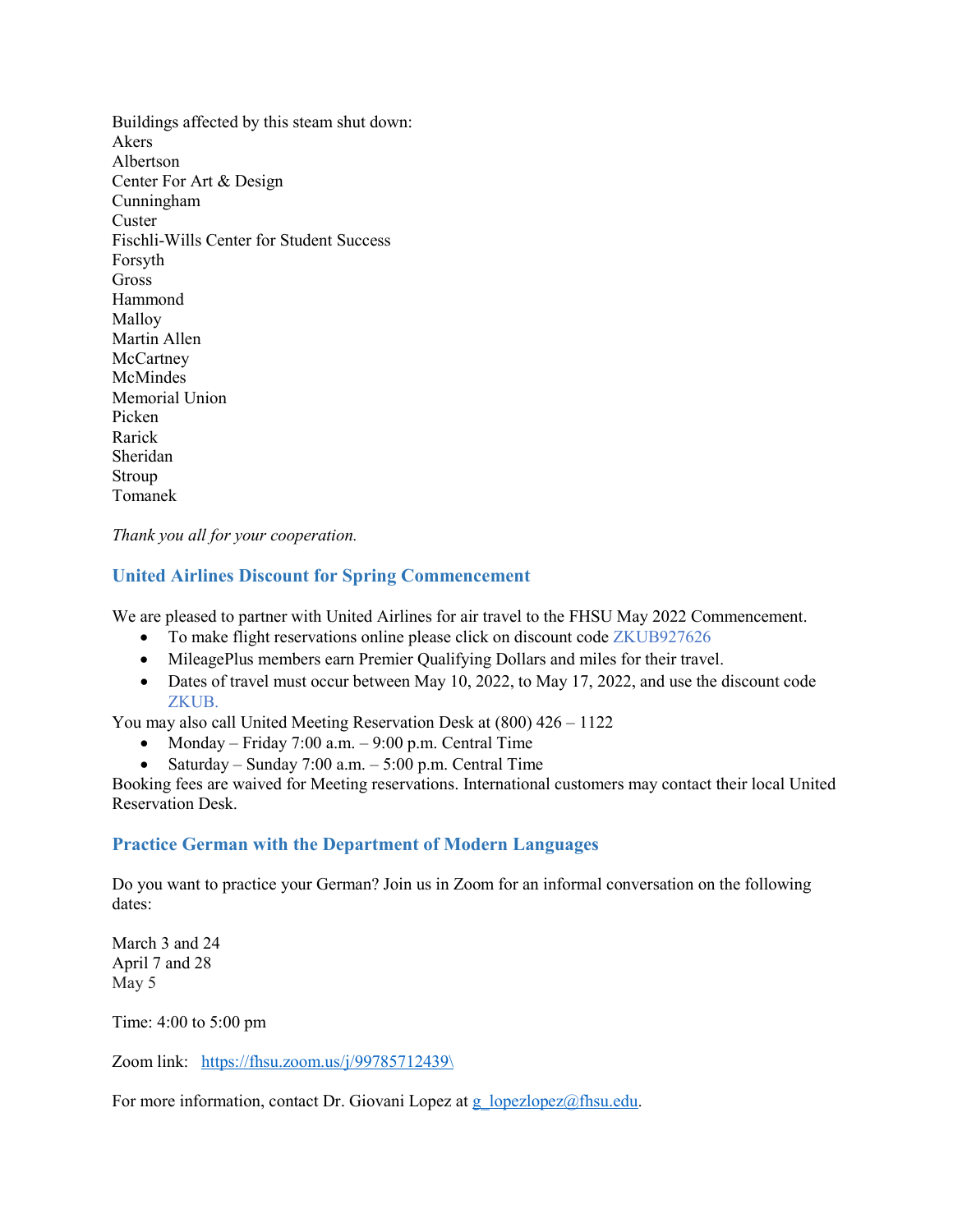Buildings affected by this steam shut down:
Akers
Albertson
Center For Art & Design
Cunningham
Custer
Fischli-Wills Center for Student Success
Forsyth
Gross
Hammond
Malloy
Martin Allen
McCartney
McMindes
Memorial Union
Picken
Rarick
Sheridan
Stroup
Tomanek

*Thank you all for your cooperation.*

### United Airlines Discount for Spring Commencement

We are pleased to partner with United Airlines for air travel to the FHSU May 2022 Commencement.

- To make flight reservations online please click on discount code ZKUB927626
- MileagePlus members earn Premier Qualifying Dollars and miles for their travel.
- Dates of travel must occur between May 10, 2022, to May 17, 2022, and use the discount code ZKUB.

You may also call United Meeting Reservation Desk at (800) 426 – 1122

- Monday – Friday 7:00 a.m. – 9:00 p.m. Central Time
- Saturday – Sunday 7:00 a.m. – 5:00 p.m. Central Time

Booking fees are waived for Meeting reservations. International customers may contact their local United Reservation Desk.

### Practice German with the Department of Modern Languages

Do you want to practice your German? Join us in Zoom for an informal conversation on the following dates:

March 3 and 24
April 7 and 28
May 5

Time: 4:00 to 5:00 pm

Zoom link: https://fhsu.zoom.us/j/99785712439\

For more information, contact Dr. Giovani Lopez at g_lopezlopez@fhsu.edu.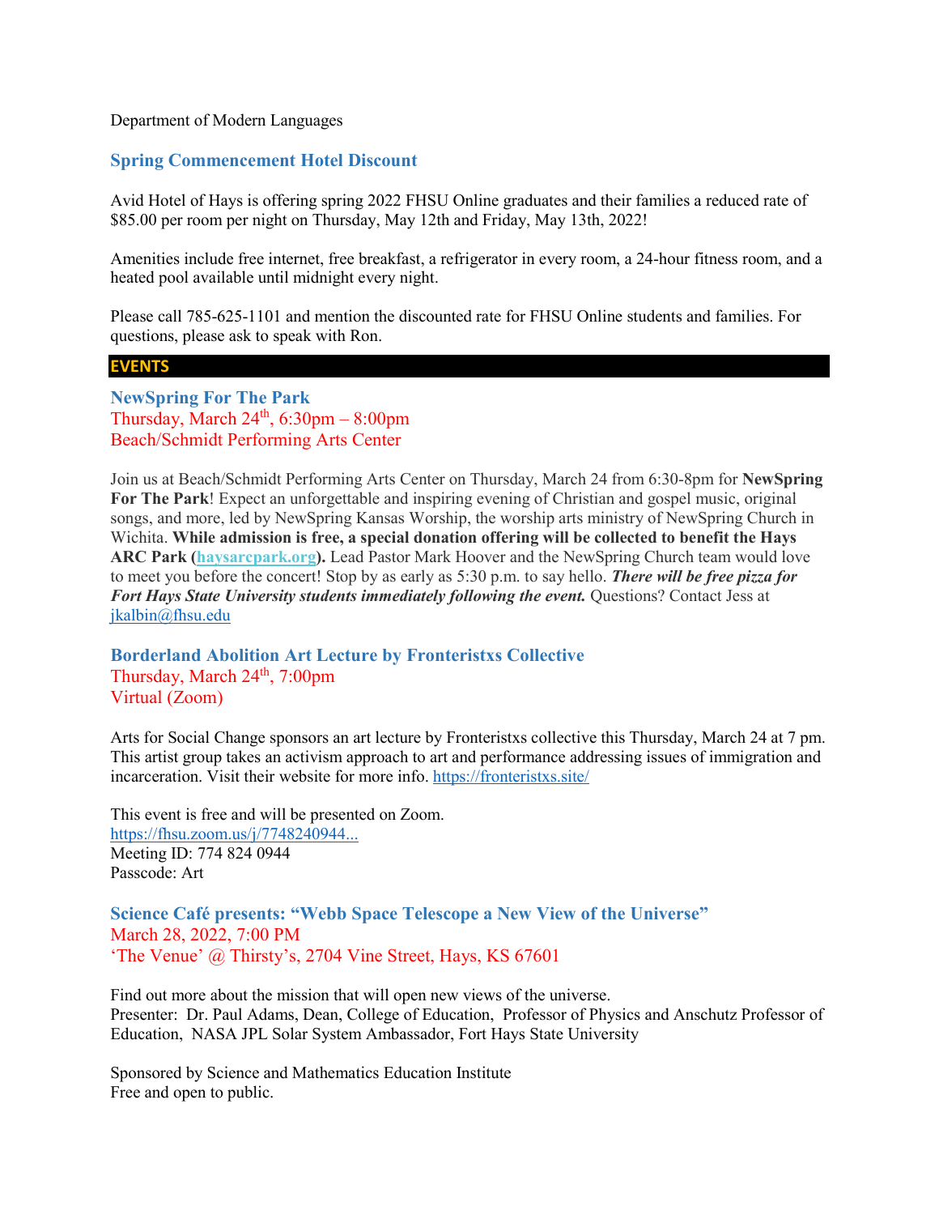Department of Modern Languages

### Spring Commencement Hotel Discount

Avid Hotel of Hays is offering spring 2022 FHSU Online graduates and their families a reduced rate of $85.00 per room per night on Thursday, May 12th and Friday, May 13th, 2022!

Amenities include free internet, free breakfast, a refrigerator in every room, a 24-hour fitness room, and a heated pool available until midnight every night.

Please call 785-625-1101 and mention the discounted rate for FHSU Online students and families. For questions, please ask to speak with Ron.

## EVENTS

### NewSpring For The Park

Thursday, March 24th, 6:30pm – 8:00pm
Beach/Schmidt Performing Arts Center

Join us at Beach/Schmidt Performing Arts Center on Thursday, March 24 from 6:30-8pm for **NewSpring For The Park**! Expect an unforgettable and inspiring evening of Christian and gospel music, original songs, and more, led by NewSpring Kansas Worship, the worship arts ministry of NewSpring Church in Wichita. **While admission is free, a special donation offering will be collected to benefit the Hays ARC Park (haysarcpark.org).** Lead Pastor Mark Hoover and the NewSpring Church team would love to meet you before the concert! Stop by as early as 5:30 p.m. to say hello. ***There will be free pizza for Fort Hays State University students immediately following the event.*** Questions? Contact Jess at jkalbin@fhsu.edu

### Borderland Abolition Art Lecture by Fronteristxs Collective

Thursday, March 24th, 7:00pm
Virtual (Zoom)

Arts for Social Change sponsors an art lecture by Fronteristxs collective this Thursday, March 24 at 7 pm. This artist group takes an activism approach to art and performance addressing issues of immigration and incarceration. Visit their website for more info. https://fronteristxs.site/

This event is free and will be presented on Zoom.
https://fhsu.zoom.us/j/7748240944...
Meeting ID: 774 824 0944
Passcode: Art

### Science Café presents: "Webb Space Telescope a New View of the Universe"

March 28, 2022, 7:00 PM
'The Venue' @ Thirsty's, 2704 Vine Street, Hays, KS 67601

Find out more about the mission that will open new views of the universe.
Presenter: Dr. Paul Adams, Dean, College of Education, Professor of Physics and Anschutz Professor of Education, NASA JPL Solar System Ambassador, Fort Hays State University

Sponsored by Science and Mathematics Education Institute
Free and open to public.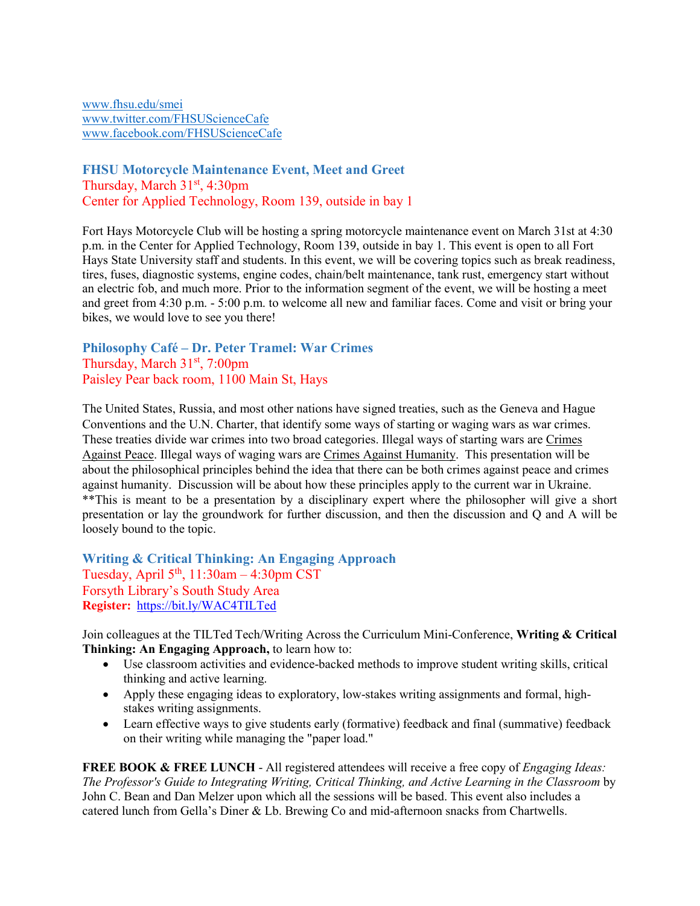www.fhsu.edu/smei
www.twitter.com/FHSUScienceCafe
www.facebook.com/FHSUScienceCafe

### FHSU Motorcycle Maintenance Event, Meet and Greet

Thursday, March 31st, 4:30pm
Center for Applied Technology, Room 139, outside in bay 1

Fort Hays Motorcycle Club will be hosting a spring motorcycle maintenance event on March 31st at 4:30 p.m. in the Center for Applied Technology, Room 139, outside in bay 1. This event is open to all Fort Hays State University staff and students. In this event, we will be covering topics such as break readiness, tires, fuses, diagnostic systems, engine codes, chain/belt maintenance, tank rust, emergency start without an electric fob, and much more. Prior to the information segment of the event, we will be hosting a meet and greet from 4:30 p.m. - 5:00 p.m. to welcome all new and familiar faces. Come and visit or bring your bikes, we would love to see you there!

### Philosophy Café – Dr. Peter Tramel: War Crimes

Thursday, March 31st, 7:00pm
Paisley Pear back room, 1100 Main St, Hays

The United States, Russia, and most other nations have signed treaties, such as the Geneva and Hague Conventions and the U.N. Charter, that identify some ways of starting or waging wars as war crimes. These treaties divide war crimes into two broad categories. Illegal ways of starting wars are Crimes Against Peace. Illegal ways of waging wars are Crimes Against Humanity. This presentation will be about the philosophical principles behind the idea that there can be both crimes against peace and crimes against humanity. Discussion will be about how these principles apply to the current war in Ukraine. **This is meant to be a presentation by a disciplinary expert where the philosopher will give a short presentation or lay the groundwork for further discussion, and then the discussion and Q and A will be loosely bound to the topic.

### Writing & Critical Thinking: An Engaging Approach

Tuesday, April 5th, 11:30am – 4:30pm CST
Forsyth Library's South Study Area
**Register:** https://bit.ly/WAC4TILTed

Join colleagues at the TILTed Tech/Writing Across the Curriculum Mini-Conference, **Writing & Critical Thinking: An Engaging Approach,** to learn how to:

- Use classroom activities and evidence-backed methods to improve student writing skills, critical thinking and active learning.
- Apply these engaging ideas to exploratory, low-stakes writing assignments and formal, high-stakes writing assignments.
- Learn effective ways to give students early (formative) feedback and final (summative) feedback on their writing while managing the "paper load."

**FREE BOOK & FREE LUNCH** - All registered attendees will receive a free copy of *Engaging Ideas: The Professor's Guide to Integrating Writing, Critical Thinking, and Active Learning in the Classroom* by John C. Bean and Dan Melzer upon which all the sessions will be based. This event also includes a catered lunch from Gella's Diner & Lb. Brewing Co and mid-afternoon snacks from Chartwells.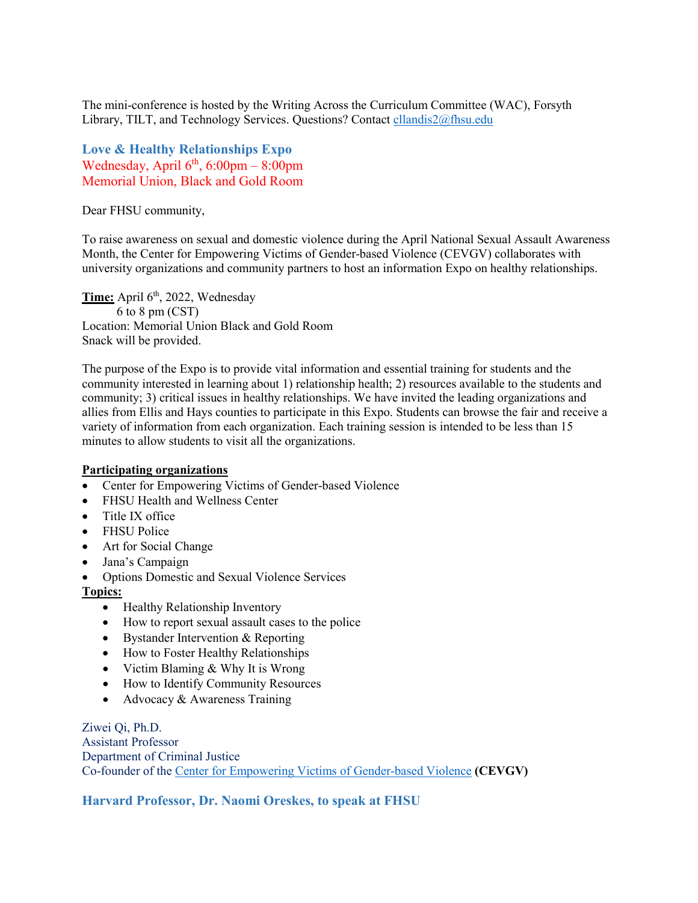The mini-conference is hosted by the Writing Across the Curriculum Committee (WAC), Forsyth Library, TILT, and Technology Services. Questions? Contact cllandis2@fhsu.edu

## Love & Healthy Relationships Expo

Wednesday, April 6th, 6:00pm – 8:00pm
Memorial Union, Black and Gold Room

Dear FHSU community,

To raise awareness on sexual and domestic violence during the April National Sexual Assault Awareness Month, the Center for Empowering Victims of Gender-based Violence (CEVGV) collaborates with university organizations and community partners to host an information Expo on healthy relationships.

**Time:** April 6th, 2022, Wednesday
6 to 8 pm (CST)
Location: Memorial Union Black and Gold Room
Snack will be provided.

The purpose of the Expo is to provide vital information and essential training for students and the community interested in learning about 1) relationship health; 2) resources available to the students and community; 3) critical issues in healthy relationships. We have invited the leading organizations and allies from Ellis and Hays counties to participate in this Expo. Students can browse the fair and receive a variety of information from each organization. Each training session is intended to be less than 15 minutes to allow students to visit all the organizations.

**Participating organizations**

- Center for Empowering Victims of Gender-based Violence
- FHSU Health and Wellness Center
- Title IX office
- FHSU Police
- Art for Social Change
- Jana's Campaign
- Options Domestic and Sexual Violence Services

**Topics:**

- Healthy Relationship Inventory
- How to report sexual assault cases to the police
- Bystander Intervention & Reporting
- How to Foster Healthy Relationships
- Victim Blaming & Why It is Wrong
- How to Identify Community Resources
- Advocacy & Awareness Training

Ziwei Qi, Ph.D.
Assistant Professor
Department of Criminal Justice
Co-founder of the Center for Empowering Victims of Gender-based Violence **(CEVGV)**

## Harvard Professor, Dr. Naomi Oreskes, to speak at FHSU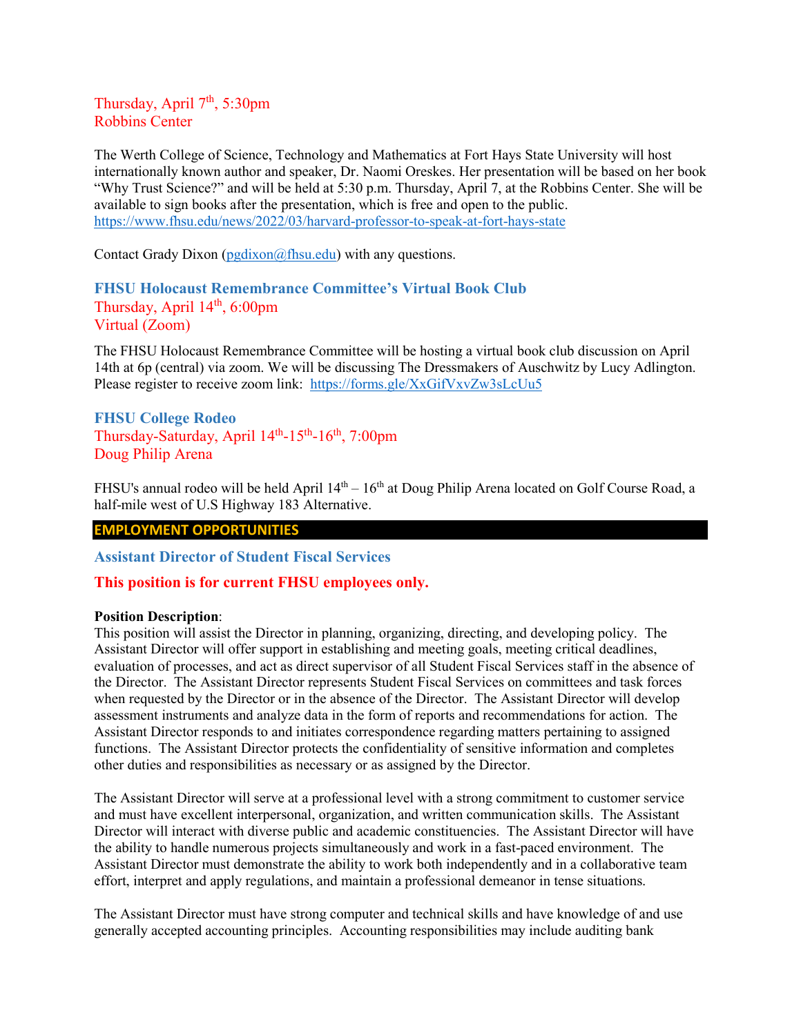Thursday, April 7th, 5:30pm
Robbins Center

The Werth College of Science, Technology and Mathematics at Fort Hays State University will host internationally known author and speaker, Dr. Naomi Oreskes. Her presentation will be based on her book "Why Trust Science?" and will be held at 5:30 p.m. Thursday, April 7, at the Robbins Center. She will be available to sign books after the presentation, which is free and open to the public. https://www.fhsu.edu/news/2022/03/harvard-professor-to-speak-at-fort-hays-state

Contact Grady Dixon (pgdixon@fhsu.edu) with any questions.

### FHSU Holocaust Remembrance Committee's Virtual Book Club

Thursday, April 14th, 6:00pm
Virtual (Zoom)

The FHSU Holocaust Remembrance Committee will be hosting a virtual book club discussion on April 14th at 6p (central) via zoom. We will be discussing The Dressmakers of Auschwitz by Lucy Adlington. Please register to receive zoom link: https://forms.gle/XxGifVxvZw3sLcUu5

### FHSU College Rodeo

Thursday-Saturday, April 14th-15th-16th, 7:00pm
Doug Philip Arena

FHSU's annual rodeo will be held April 14th – 16th at Doug Philip Arena located on Golf Course Road, a half-mile west of U.S Highway 183 Alternative.

## EMPLOYMENT OPPORTUNITIES

### Assistant Director of Student Fiscal Services

**This position is for current FHSU employees only.**

**Position Description**:
This position will assist the Director in planning, organizing, directing, and developing policy. The Assistant Director will offer support in establishing and meeting goals, meeting critical deadlines, evaluation of processes, and act as direct supervisor of all Student Fiscal Services staff in the absence of the Director. The Assistant Director represents Student Fiscal Services on committees and task forces when requested by the Director or in the absence of the Director. The Assistant Director will develop assessment instruments and analyze data in the form of reports and recommendations for action. The Assistant Director responds to and initiates correspondence regarding matters pertaining to assigned functions. The Assistant Director protects the confidentiality of sensitive information and completes other duties and responsibilities as necessary or as assigned by the Director.

The Assistant Director will serve at a professional level with a strong commitment to customer service and must have excellent interpersonal, organization, and written communication skills. The Assistant Director will interact with diverse public and academic constituencies. The Assistant Director will have the ability to handle numerous projects simultaneously and work in a fast-paced environment. The Assistant Director must demonstrate the ability to work both independently and in a collaborative team effort, interpret and apply regulations, and maintain a professional demeanor in tense situations.

The Assistant Director must have strong computer and technical skills and have knowledge of and use generally accepted accounting principles. Accounting responsibilities may include auditing bank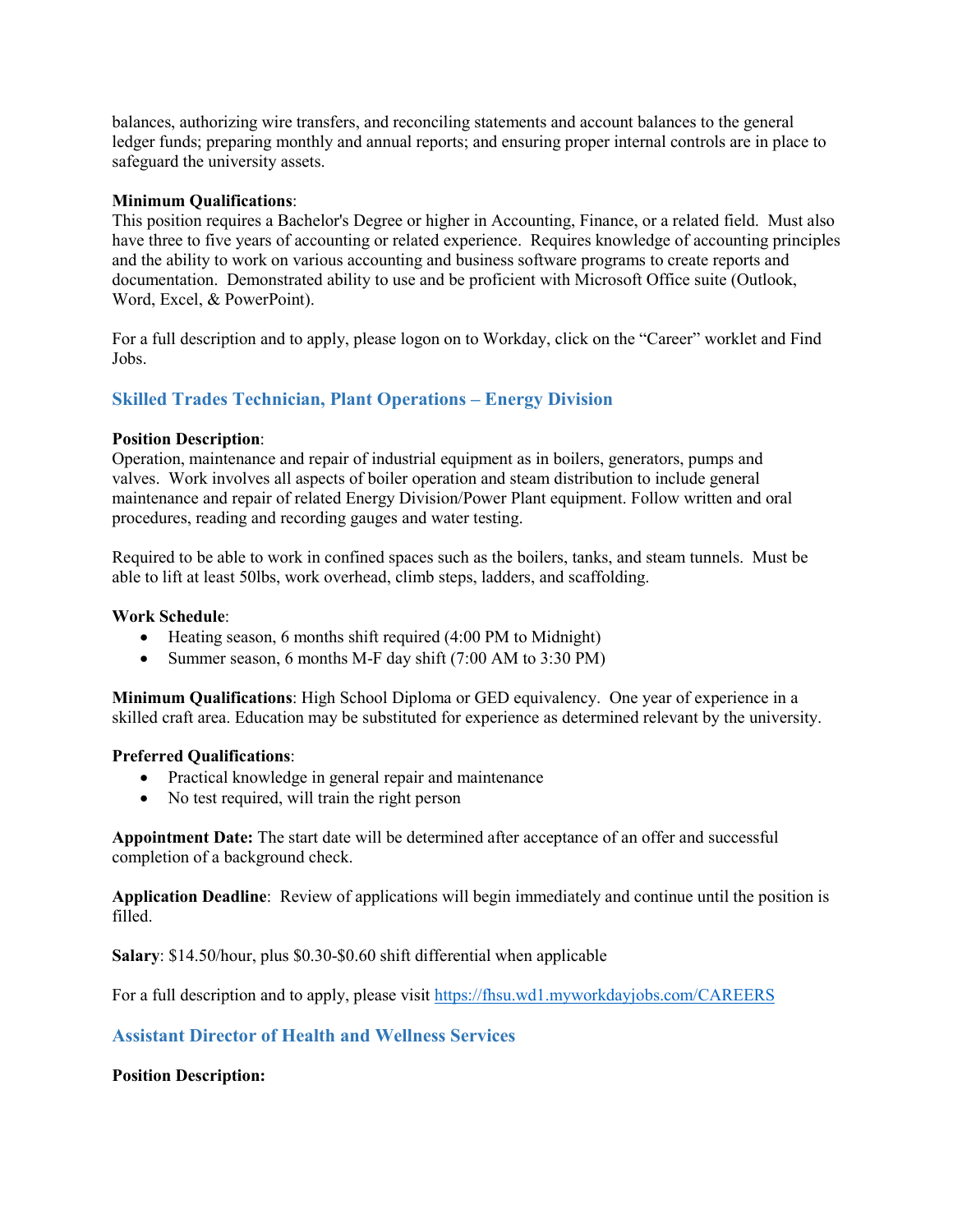balances, authorizing wire transfers, and reconciling statements and account balances to the general ledger funds; preparing monthly and annual reports; and ensuring proper internal controls are in place to safeguard the university assets.

**Minimum Qualifications**:
This position requires a Bachelor's Degree or higher in Accounting, Finance, or a related field. Must also have three to five years of accounting or related experience. Requires knowledge of accounting principles and the ability to work on various accounting and business software programs to create reports and documentation. Demonstrated ability to use and be proficient with Microsoft Office suite (Outlook, Word, Excel, & PowerPoint).

For a full description and to apply, please logon on to Workday, click on the "Career" worklet and Find Jobs.

## Skilled Trades Technician, Plant Operations – Energy Division

**Position Description**:
Operation, maintenance and repair of industrial equipment as in boilers, generators, pumps and valves. Work involves all aspects of boiler operation and steam distribution to include general maintenance and repair of related Energy Division/Power Plant equipment. Follow written and oral procedures, reading and recording gauges and water testing.

Required to be able to work in confined spaces such as the boilers, tanks, and steam tunnels. Must be able to lift at least 50lbs, work overhead, climb steps, ladders, and scaffolding.

**Work Schedule**:

- Heating season, 6 months shift required (4:00 PM to Midnight)
- Summer season, 6 months M-F day shift (7:00 AM to 3:30 PM)

**Minimum Qualifications**: High School Diploma or GED equivalency. One year of experience in a skilled craft area. Education may be substituted for experience as determined relevant by the university.

**Preferred Qualifications**:

- Practical knowledge in general repair and maintenance
- No test required, will train the right person

**Appointment Date:** The start date will be determined after acceptance of an offer and successful completion of a background check.

**Application Deadline**: Review of applications will begin immediately and continue until the position is filled.

**Salary**: $14.50/hour, plus $0.30-$0.60 shift differential when applicable

For a full description and to apply, please visit https://fhsu.wd1.myworkdayjobs.com/CAREERS

## Assistant Director of Health and Wellness Services

**Position Description:**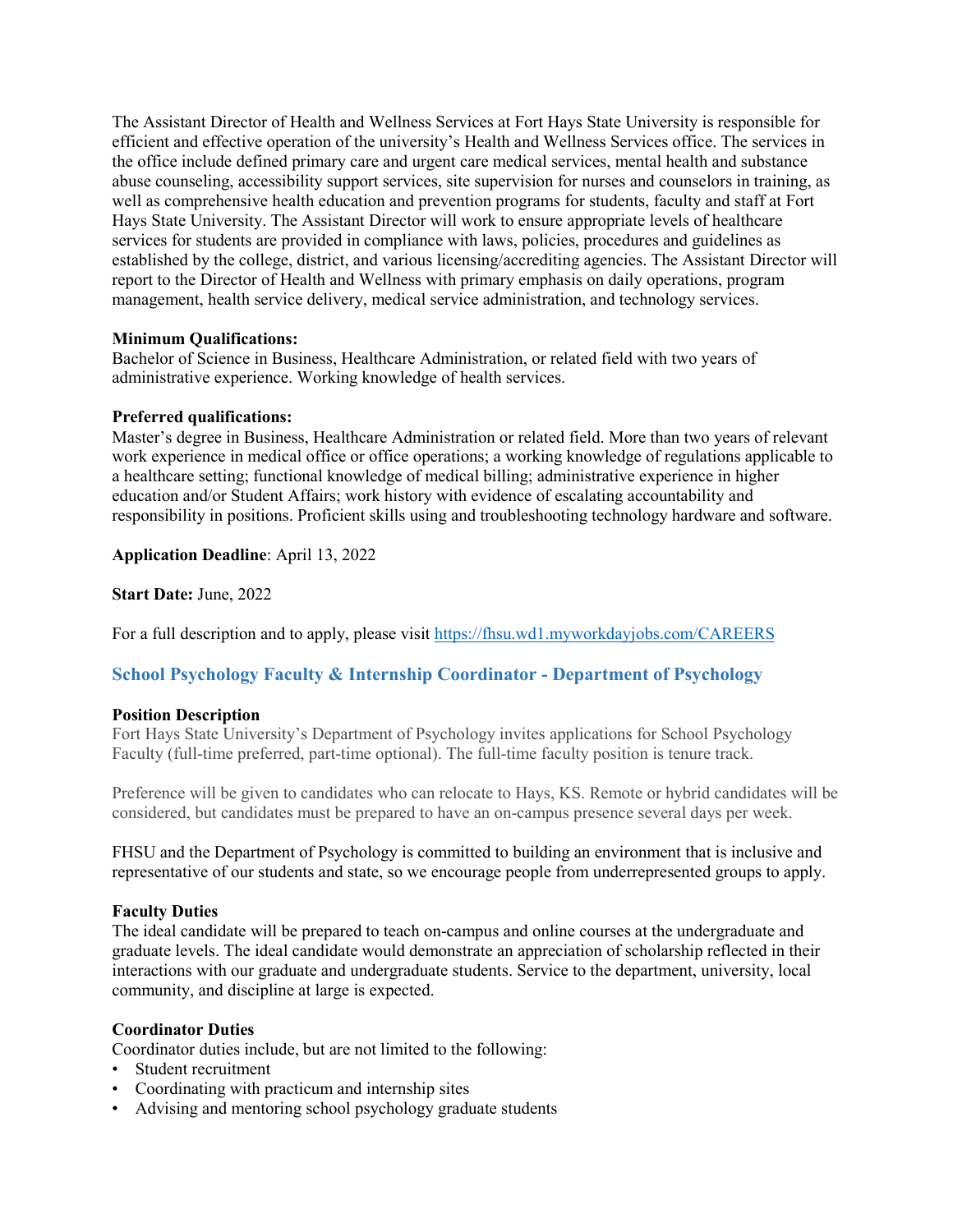The Assistant Director of Health and Wellness Services at Fort Hays State University is responsible for efficient and effective operation of the university's Health and Wellness Services office. The services in the office include defined primary care and urgent care medical services, mental health and substance abuse counseling, accessibility support services, site supervision for nurses and counselors in training, as well as comprehensive health education and prevention programs for students, faculty and staff at Fort Hays State University. The Assistant Director will work to ensure appropriate levels of healthcare services for students are provided in compliance with laws, policies, procedures and guidelines as established by the college, district, and various licensing/accrediting agencies. The Assistant Director will report to the Director of Health and Wellness with primary emphasis on daily operations, program management, health service delivery, medical service administration, and technology services.

**Minimum Qualifications:**
Bachelor of Science in Business, Healthcare Administration, or related field with two years of administrative experience. Working knowledge of health services.

**Preferred qualifications:**
Master's degree in Business, Healthcare Administration or related field. More than two years of relevant work experience in medical office or office operations; a working knowledge of regulations applicable to a healthcare setting; functional knowledge of medical billing; administrative experience in higher education and/or Student Affairs; work history with evidence of escalating accountability and responsibility in positions. Proficient skills using and troubleshooting technology hardware and software.

**Application Deadline**: April 13, 2022

**Start Date:** June, 2022

For a full description and to apply, please visit https://fhsu.wd1.myworkdayjobs.com/CAREERS

### School Psychology Faculty & Internship Coordinator - Department of Psychology

**Position Description**
Fort Hays State University's Department of Psychology invites applications for School Psychology Faculty (full-time preferred, part-time optional). The full-time faculty position is tenure track.

Preference will be given to candidates who can relocate to Hays, KS. Remote or hybrid candidates will be considered, but candidates must be prepared to have an on-campus presence several days per week.

FHSU and the Department of Psychology is committed to building an environment that is inclusive and representative of our students and state, so we encourage people from underrepresented groups to apply.

**Faculty Duties**
The ideal candidate will be prepared to teach on-campus and online courses at the undergraduate and graduate levels. The ideal candidate would demonstrate an appreciation of scholarship reflected in their interactions with our graduate and undergraduate students. Service to the department, university, local community, and discipline at large is expected.

**Coordinator Duties**
Coordinator duties include, but are not limited to the following:

- Student recruitment
- Coordinating with practicum and internship sites
- Advising and mentoring school psychology graduate students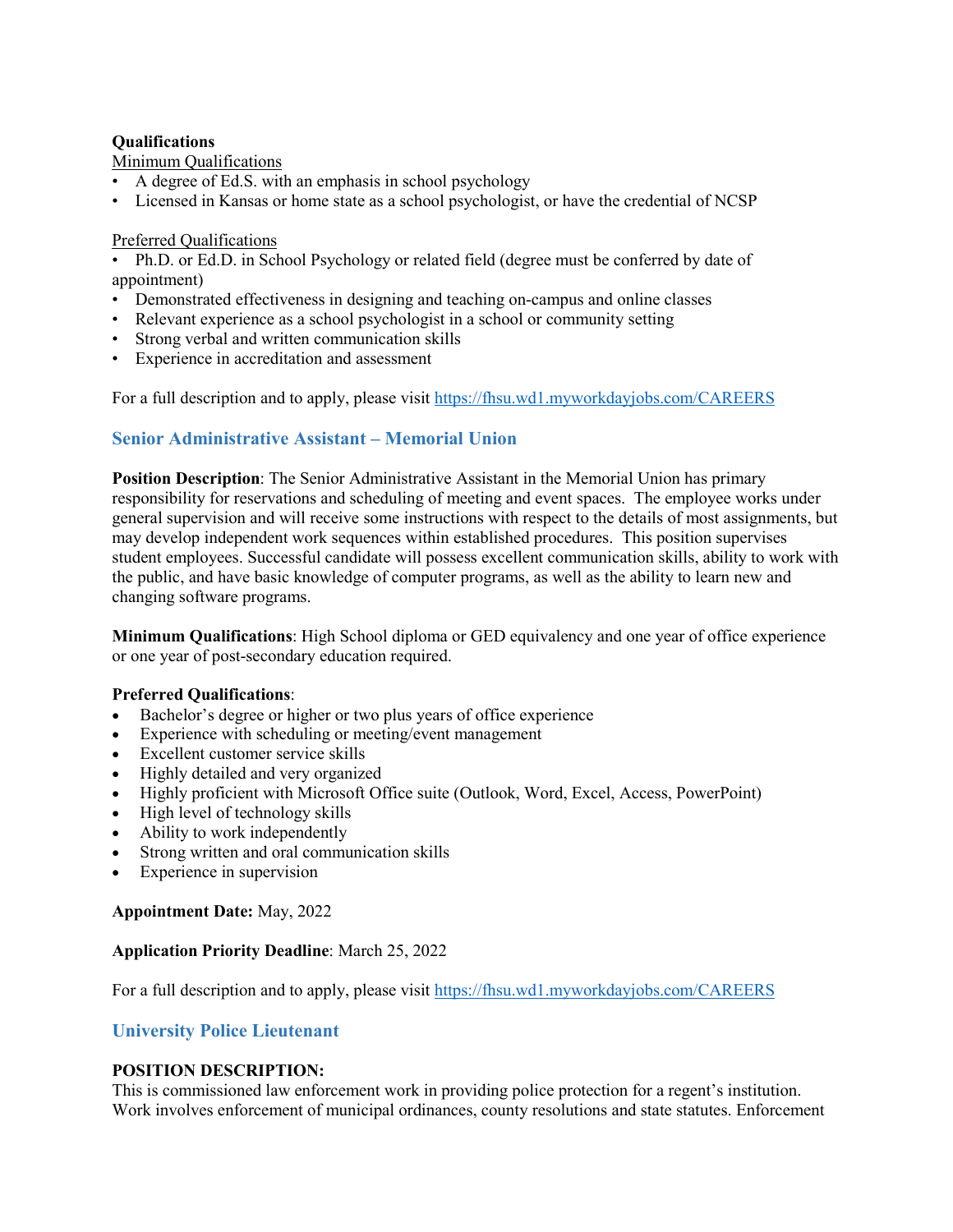**Qualifications**

Minimum Qualifications

- A degree of Ed.S. with an emphasis in school psychology
- Licensed in Kansas or home state as a school psychologist, or have the credential of NCSP

Preferred Qualifications

- Ph.D. or Ed.D. in School Psychology or related field (degree must be conferred by date of appointment)
- Demonstrated effectiveness in designing and teaching on-campus and online classes
- Relevant experience as a school psychologist in a school or community setting
- Strong verbal and written communication skills
- Experience in accreditation and assessment

For a full description and to apply, please visit https://fhsu.wd1.myworkdayjobs.com/CAREERS

## Senior Administrative Assistant – Memorial Union

**Position Description**: The Senior Administrative Assistant in the Memorial Union has primary responsibility for reservations and scheduling of meeting and event spaces. The employee works under general supervision and will receive some instructions with respect to the details of most assignments, but may develop independent work sequences within established procedures. This position supervises student employees. Successful candidate will possess excellent communication skills, ability to work with the public, and have basic knowledge of computer programs, as well as the ability to learn new and changing software programs.

**Minimum Qualifications**: High School diploma or GED equivalency and one year of office experience or one year of post-secondary education required.

**Preferred Qualifications**:

- Bachelor's degree or higher or two plus years of office experience
- Experience with scheduling or meeting/event management
- Excellent customer service skills
- Highly detailed and very organized
- Highly proficient with Microsoft Office suite (Outlook, Word, Excel, Access, PowerPoint)
- High level of technology skills
- Ability to work independently
- Strong written and oral communication skills
- Experience in supervision

**Appointment Date:** May, 2022

**Application Priority Deadline**: March 25, 2022

For a full description and to apply, please visit https://fhsu.wd1.myworkdayjobs.com/CAREERS

## University Police Lieutenant

**POSITION DESCRIPTION:**

This is commissioned law enforcement work in providing police protection for a regent's institution. Work involves enforcement of municipal ordinances, county resolutions and state statutes. Enforcement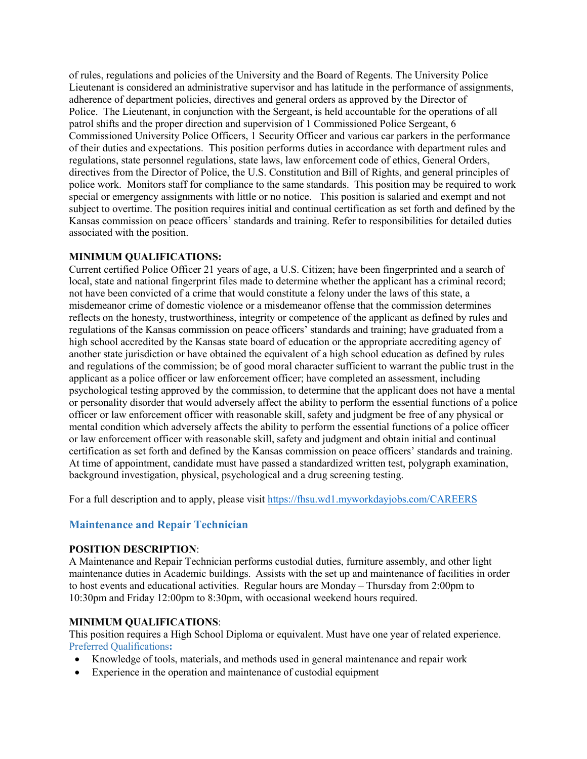of rules, regulations and policies of the University and the Board of Regents. The University Police Lieutenant is considered an administrative supervisor and has latitude in the performance of assignments, adherence of department policies, directives and general orders as approved by the Director of Police. The Lieutenant, in conjunction with the Sergeant, is held accountable for the operations of all patrol shifts and the proper direction and supervision of 1 Commissioned Police Sergeant, 6 Commissioned University Police Officers, 1 Security Officer and various car parkers in the performance of their duties and expectations. This position performs duties in accordance with department rules and regulations, state personnel regulations, state laws, law enforcement code of ethics, General Orders, directives from the Director of Police, the U.S. Constitution and Bill of Rights, and general principles of police work. Monitors staff for compliance to the same standards. This position may be required to work special or emergency assignments with little or no notice. This position is salaried and exempt and not subject to overtime. The position requires initial and continual certification as set forth and defined by the Kansas commission on peace officers' standards and training. Refer to responsibilities for detailed duties associated with the position.

**MINIMUM QUALIFICATIONS:**
Current certified Police Officer 21 years of age, a U.S. Citizen; have been fingerprinted and a search of local, state and national fingerprint files made to determine whether the applicant has a criminal record; not have been convicted of a crime that would constitute a felony under the laws of this state, a misdemeanor crime of domestic violence or a misdemeanor offense that the commission determines reflects on the honesty, trustworthiness, integrity or competence of the applicant as defined by rules and regulations of the Kansas commission on peace officers' standards and training; have graduated from a high school accredited by the Kansas state board of education or the appropriate accrediting agency of another state jurisdiction or have obtained the equivalent of a high school education as defined by rules and regulations of the commission; be of good moral character sufficient to warrant the public trust in the applicant as a police officer or law enforcement officer; have completed an assessment, including psychological testing approved by the commission, to determine that the applicant does not have a mental or personality disorder that would adversely affect the ability to perform the essential functions of a police officer or law enforcement officer with reasonable skill, safety and judgment be free of any physical or mental condition which adversely affects the ability to perform the essential functions of a police officer or law enforcement officer with reasonable skill, safety and judgment and obtain initial and continual certification as set forth and defined by the Kansas commission on peace officers' standards and training. At time of appointment, candidate must have passed a standardized written test, polygraph examination, background investigation, physical, psychological and a drug screening testing.

For a full description and to apply, please visit https://fhsu.wd1.myworkdayjobs.com/CAREERS

## Maintenance and Repair Technician

**POSITION DESCRIPTION**:
A Maintenance and Repair Technician performs custodial duties, furniture assembly, and other light maintenance duties in Academic buildings. Assists with the set up and maintenance of facilities in order to host events and educational activities. Regular hours are Monday – Thursday from 2:00pm to 10:30pm and Friday 12:00pm to 8:30pm, with occasional weekend hours required.

**MINIMUM QUALIFICATIONS**:
This position requires a High School Diploma or equivalent. Must have one year of related experience.
Preferred Qualifications**:**

- Knowledge of tools, materials, and methods used in general maintenance and repair work
- Experience in the operation and maintenance of custodial equipment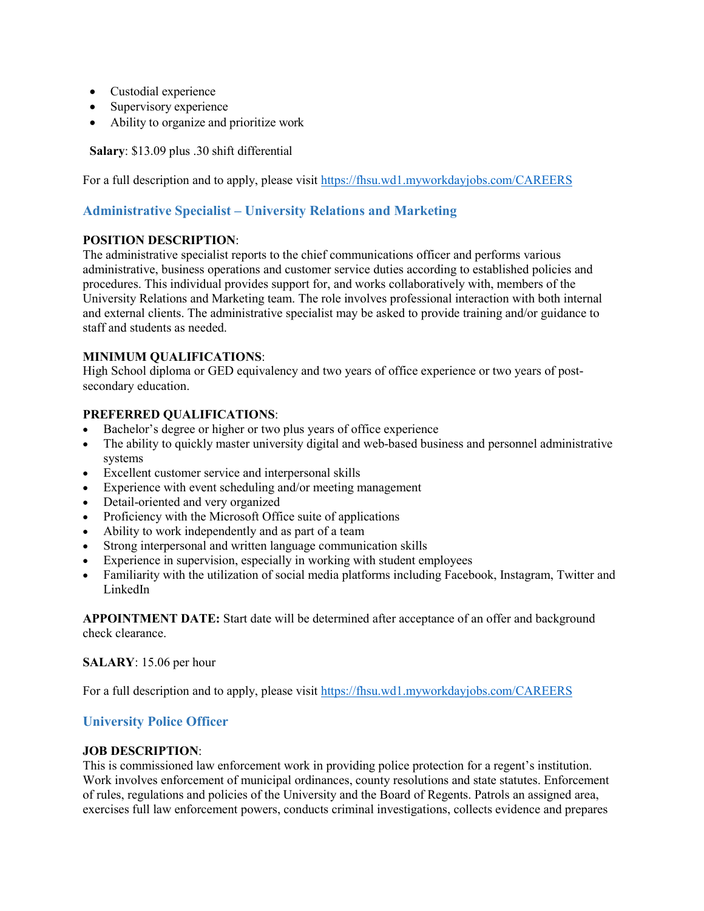- Custodial experience
- Supervisory experience
- Ability to organize and prioritize work

**Salary**: $13.09 plus .30 shift differential

For a full description and to apply, please visit https://fhsu.wd1.myworkdayjobs.com/CAREERS

## Administrative Specialist – University Relations and Marketing

**POSITION DESCRIPTION**:
The administrative specialist reports to the chief communications officer and performs various administrative, business operations and customer service duties according to established policies and procedures. This individual provides support for, and works collaboratively with, members of the University Relations and Marketing team. The role involves professional interaction with both internal and external clients. The administrative specialist may be asked to provide training and/or guidance to staff and students as needed.

**MINIMUM QUALIFICATIONS**:
High School diploma or GED equivalency and two years of office experience or two years of post-secondary education.

**PREFERRED QUALIFICATIONS**:
- Bachelor's degree or higher or two plus years of office experience
- The ability to quickly master university digital and web-based business and personnel administrative systems
- Excellent customer service and interpersonal skills
- Experience with event scheduling and/or meeting management
- Detail-oriented and very organized
- Proficiency with the Microsoft Office suite of applications
- Ability to work independently and as part of a team
- Strong interpersonal and written language communication skills
- Experience in supervision, especially in working with student employees
- Familiarity with the utilization of social media platforms including Facebook, Instagram, Twitter and LinkedIn

**APPOINTMENT DATE:** Start date will be determined after acceptance of an offer and background check clearance.

**SALARY**: 15.06 per hour

For a full description and to apply, please visit https://fhsu.wd1.myworkdayjobs.com/CAREERS

## University Police Officer

**JOB DESCRIPTION**:
This is commissioned law enforcement work in providing police protection for a regent's institution. Work involves enforcement of municipal ordinances, county resolutions and state statutes. Enforcement of rules, regulations and policies of the University and the Board of Regents. Patrols an assigned area, exercises full law enforcement powers, conducts criminal investigations, collects evidence and prepares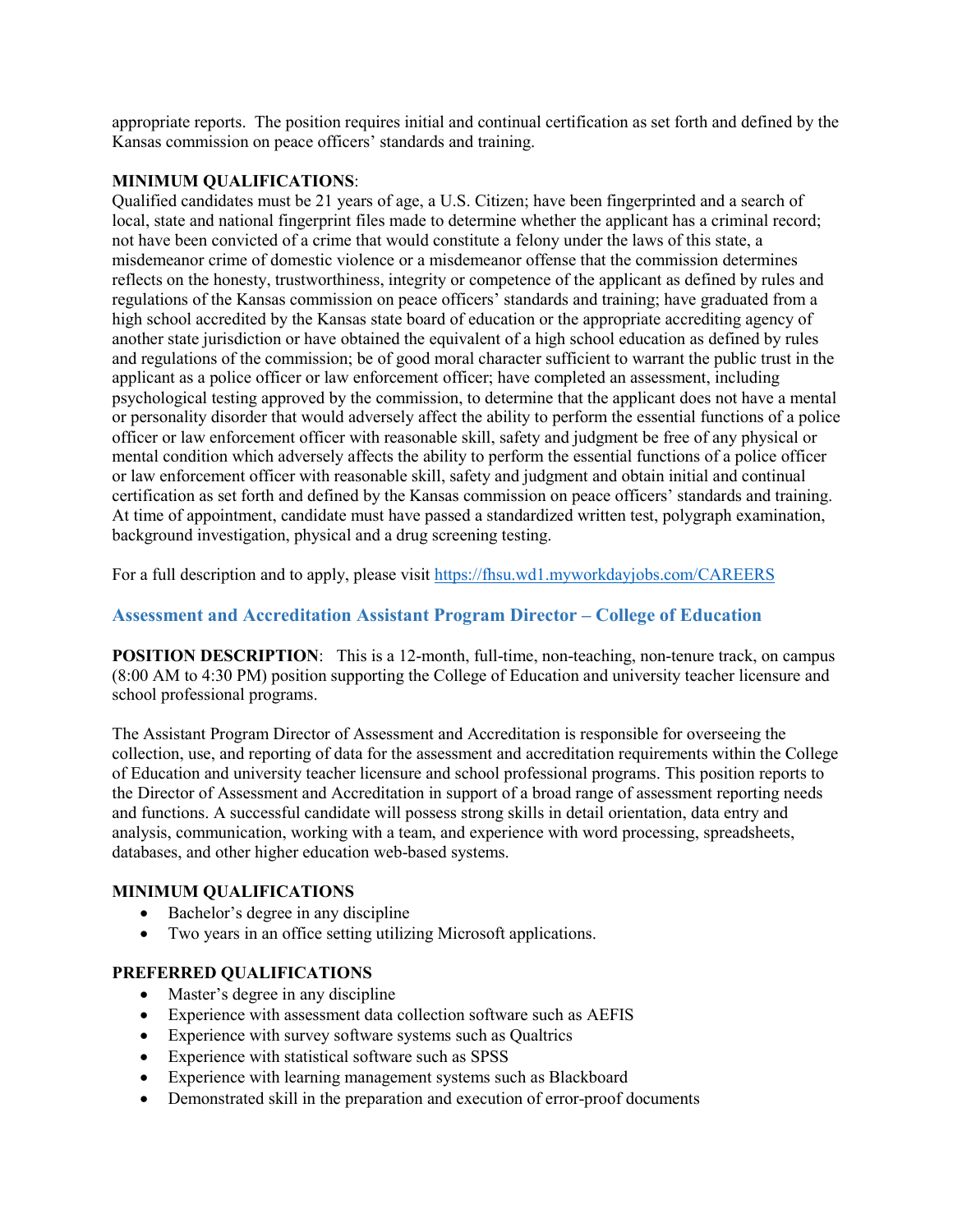appropriate reports. The position requires initial and continual certification as set forth and defined by the Kansas commission on peace officers' standards and training.

**MINIMUM QUALIFICATIONS**:
Qualified candidates must be 21 years of age, a U.S. Citizen; have been fingerprinted and a search of local, state and national fingerprint files made to determine whether the applicant has a criminal record; not have been convicted of a crime that would constitute a felony under the laws of this state, a misdemeanor crime of domestic violence or a misdemeanor offense that the commission determines reflects on the honesty, trustworthiness, integrity or competence of the applicant as defined by rules and regulations of the Kansas commission on peace officers' standards and training; have graduated from a high school accredited by the Kansas state board of education or the appropriate accrediting agency of another state jurisdiction or have obtained the equivalent of a high school education as defined by rules and regulations of the commission; be of good moral character sufficient to warrant the public trust in the applicant as a police officer or law enforcement officer; have completed an assessment, including psychological testing approved by the commission, to determine that the applicant does not have a mental or personality disorder that would adversely affect the ability to perform the essential functions of a police officer or law enforcement officer with reasonable skill, safety and judgment be free of any physical or mental condition which adversely affects the ability to perform the essential functions of a police officer or law enforcement officer with reasonable skill, safety and judgment and obtain initial and continual certification as set forth and defined by the Kansas commission on peace officers' standards and training. At time of appointment, candidate must have passed a standardized written test, polygraph examination, background investigation, physical and a drug screening testing.

For a full description and to apply, please visit https://fhsu.wd1.myworkdayjobs.com/CAREERS

## Assessment and Accreditation Assistant Program Director – College of Education

**POSITION DESCRIPTION**: This is a 12-month, full-time, non-teaching, non-tenure track, on campus (8:00 AM to 4:30 PM) position supporting the College of Education and university teacher licensure and school professional programs.

The Assistant Program Director of Assessment and Accreditation is responsible for overseeing the collection, use, and reporting of data for the assessment and accreditation requirements within the College of Education and university teacher licensure and school professional programs. This position reports to the Director of Assessment and Accreditation in support of a broad range of assessment reporting needs and functions. A successful candidate will possess strong skills in detail orientation, data entry and analysis, communication, working with a team, and experience with word processing, spreadsheets, databases, and other higher education web-based systems.

**MINIMUM QUALIFICATIONS**
- Bachelor's degree in any discipline
- Two years in an office setting utilizing Microsoft applications.

**PREFERRED QUALIFICATIONS**
- Master's degree in any discipline
- Experience with assessment data collection software such as AEFIS
- Experience with survey software systems such as Qualtrics
- Experience with statistical software such as SPSS
- Experience with learning management systems such as Blackboard
- Demonstrated skill in the preparation and execution of error-proof documents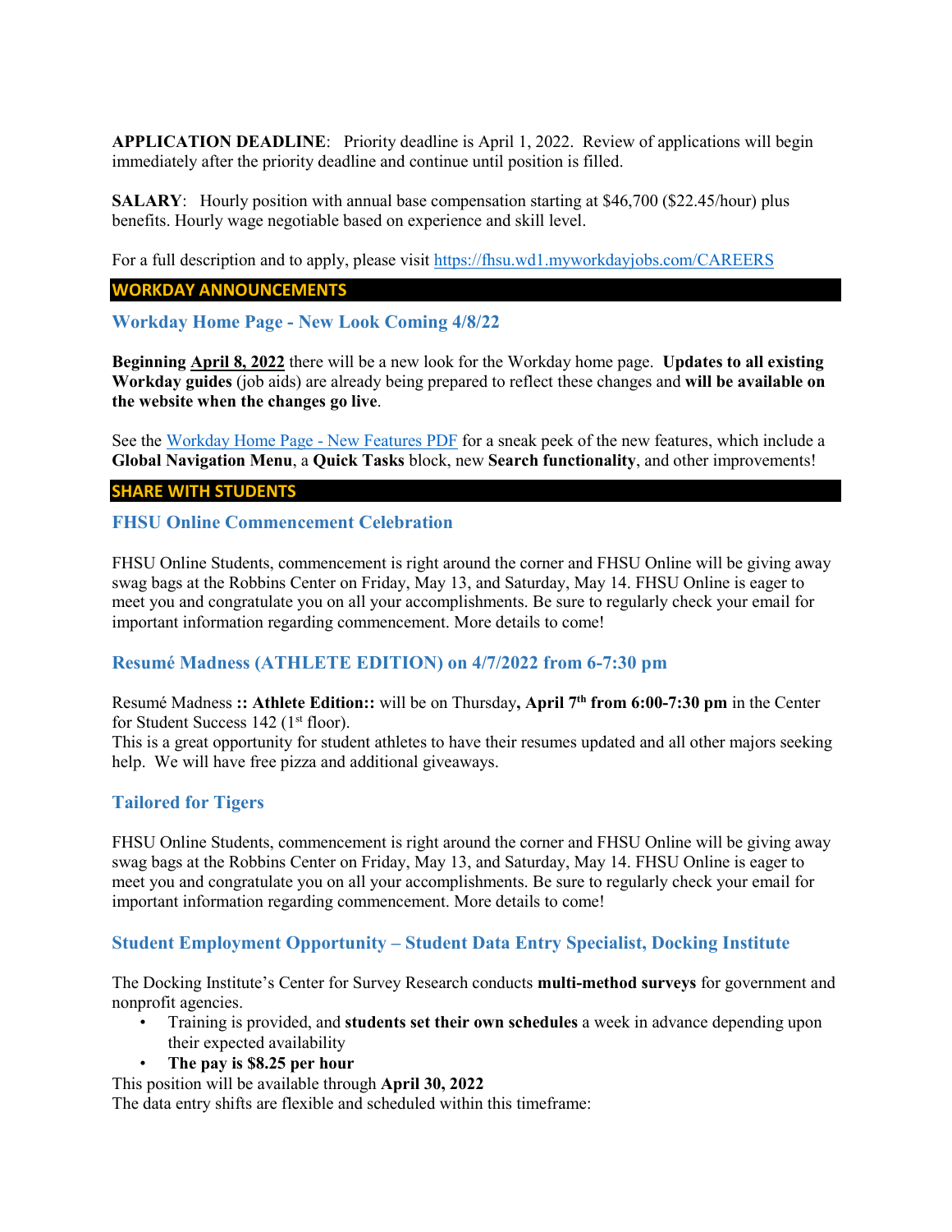**APPLICATION DEADLINE**: Priority deadline is April 1, 2022. Review of applications will begin immediately after the priority deadline and continue until position is filled.

**SALARY**: Hourly position with annual base compensation starting at $46,700 ($22.45/hour) plus benefits. Hourly wage negotiable based on experience and skill level.

For a full description and to apply, please visit [https://fhsu.wd1.myworkdayjobs.com/CAREERS](https://fhsu.wd1.myworkdayjobs.com/CAREERS)

## WORKDAY ANNOUNCEMENTS

### Workday Home Page - New Look Coming 4/8/22

**Beginning April 8, 2022** there will be a new look for the Workday home page. **Updates to all existing Workday guides** (job aids) are already being prepared to reflect these changes and **will be available on the website when the changes go live**.

See the Workday Home Page - New Features PDF for a sneak peek of the new features, which include a **Global Navigation Menu**, a **Quick Tasks** block, new **Search functionality**, and other improvements!

## SHARE WITH STUDENTS

### FHSU Online Commencement Celebration

FHSU Online Students, commencement is right around the corner and FHSU Online will be giving away swag bags at the Robbins Center on Friday, May 13, and Saturday, May 14. FHSU Online is eager to meet you and congratulate you on all your accomplishments. Be sure to regularly check your email for important information regarding commencement. More details to come!

### Resumé Madness (ATHLETE EDITION) on 4/7/2022 from 6-7:30 pm

Resumé Madness **:: Athlete Edition::** will be on Thursday**, April 7th from 6:00-7:30 pm** in the Center for Student Success 142 (1st floor).
This is a great opportunity for student athletes to have their resumes updated and all other majors seeking help. We will have free pizza and additional giveaways.

### Tailored for Tigers

FHSU Online Students, commencement is right around the corner and FHSU Online will be giving away swag bags at the Robbins Center on Friday, May 13, and Saturday, May 14. FHSU Online is eager to meet you and congratulate you on all your accomplishments. Be sure to regularly check your email for important information regarding commencement. More details to come!

### Student Employment Opportunity – Student Data Entry Specialist, Docking Institute

The Docking Institute's Center for Survey Research conducts **multi-method surveys** for government and nonprofit agencies.

- Training is provided, and **students set their own schedules** a week in advance depending upon their expected availability
- **The pay is $8.25 per hour**

This position will be available through **April 30, 2022**
The data entry shifts are flexible and scheduled within this timeframe: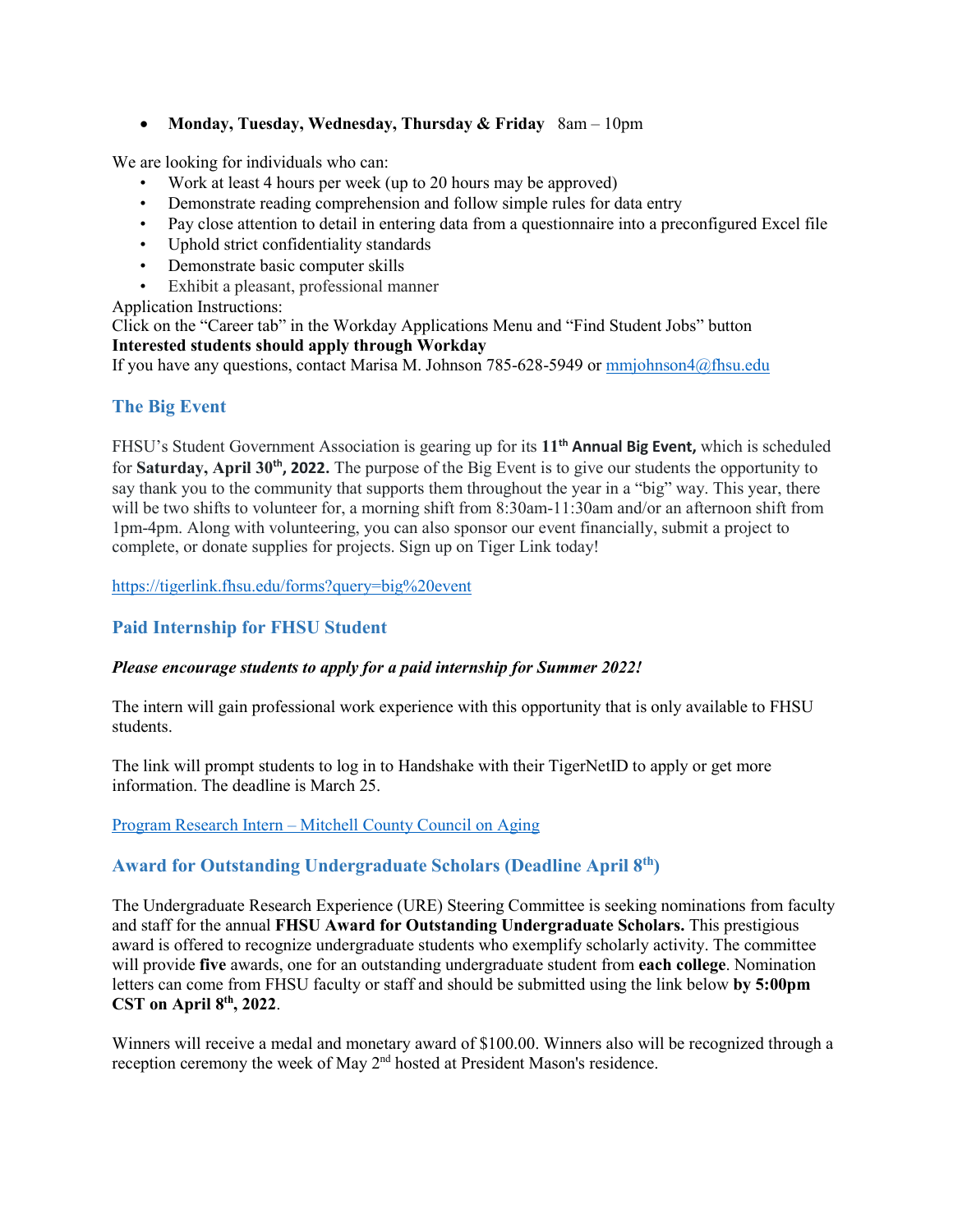- **Monday, Tuesday, Wednesday, Thursday & Friday** 8am – 10pm

We are looking for individuals who can:

- Work at least 4 hours per week (up to 20 hours may be approved)
- Demonstrate reading comprehension and follow simple rules for data entry
- Pay close attention to detail in entering data from a questionnaire into a preconfigured Excel file
- Uphold strict confidentiality standards
- Demonstrate basic computer skills
- Exhibit a pleasant, professional manner

Application Instructions:
Click on the "Career tab" in the Workday Applications Menu and "Find Student Jobs" button
**Interested students should apply through Workday**
If you have any questions, contact Marisa M. Johnson 785-628-5949 or mmjohnson4@fhsu.edu

## The Big Event

FHSU's Student Government Association is gearing up for its **11th Annual Big Event,** which is scheduled for **Saturday, April 30th, 2022.** The purpose of the Big Event is to give our students the opportunity to say thank you to the community that supports them throughout the year in a "big" way. This year, there will be two shifts to volunteer for, a morning shift from 8:30am-11:30am and/or an afternoon shift from 1pm-4pm. Along with volunteering, you can also sponsor our event financially, submit a project to complete, or donate supplies for projects. Sign up on Tiger Link today!

https://tigerlink.fhsu.edu/forms?query=big%20event

## Paid Internship for FHSU Student

***Please encourage students to apply for a paid internship for Summer 2022!***

The intern will gain professional work experience with this opportunity that is only available to FHSU students.

The link will prompt students to log in to Handshake with their TigerNetID to apply or get more information. The deadline is March 25.

Program Research Intern – Mitchell County Council on Aging

## Award for Outstanding Undergraduate Scholars (Deadline April 8th)

The Undergraduate Research Experience (URE) Steering Committee is seeking nominations from faculty and staff for the annual **FHSU Award for Outstanding Undergraduate Scholars.** This prestigious award is offered to recognize undergraduate students who exemplify scholarly activity. The committee will provide **five** awards, one for an outstanding undergraduate student from **each college**. Nomination letters can come from FHSU faculty or staff and should be submitted using the link below **by 5:00pm CST on April 8th, 2022**.

Winners will receive a medal and monetary award of $100.00. Winners also will be recognized through a reception ceremony the week of May 2nd hosted at President Mason's residence.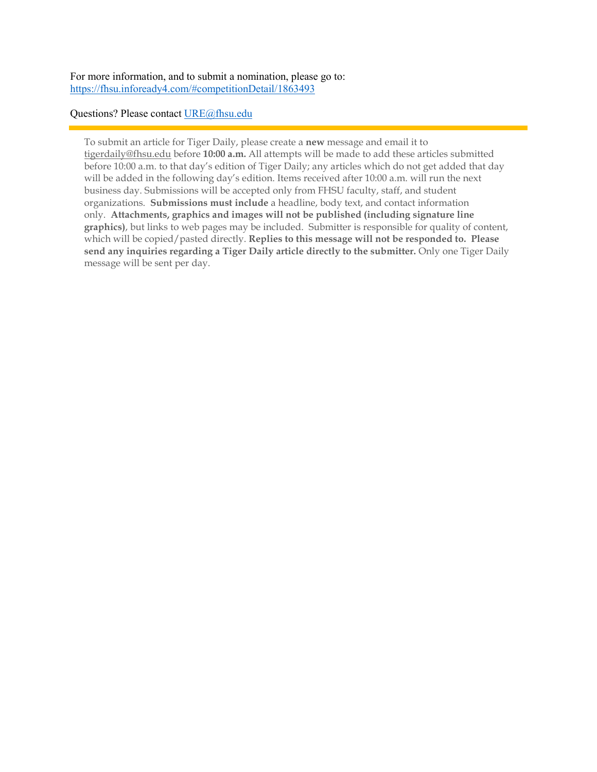For more information, and to submit a nomination, please go to:
https://fhsu.infoready4.com/#competitionDetail/1863493

Questions? Please contact URE@fhsu.edu

---

To submit an article for Tiger Daily, please create a **new** message and email it to tigerdaily@fhsu.edu before **10:00 a.m.** All attempts will be made to add these articles submitted before 10:00 a.m. to that day's edition of Tiger Daily; any articles which do not get added that day will be added in the following day's edition. Items received after 10:00 a.m. will run the next business day. Submissions will be accepted only from FHSU faculty, staff, and student organizations. **Submissions must include** a headline, body text, and contact information only. **Attachments, graphics and images will not be published (including signature line graphics)**, but links to web pages may be included. Submitter is responsible for quality of content, which will be copied/pasted directly. **Replies to this message will not be responded to. Please send any inquiries regarding a Tiger Daily article directly to the submitter.** Only one Tiger Daily message will be sent per day.